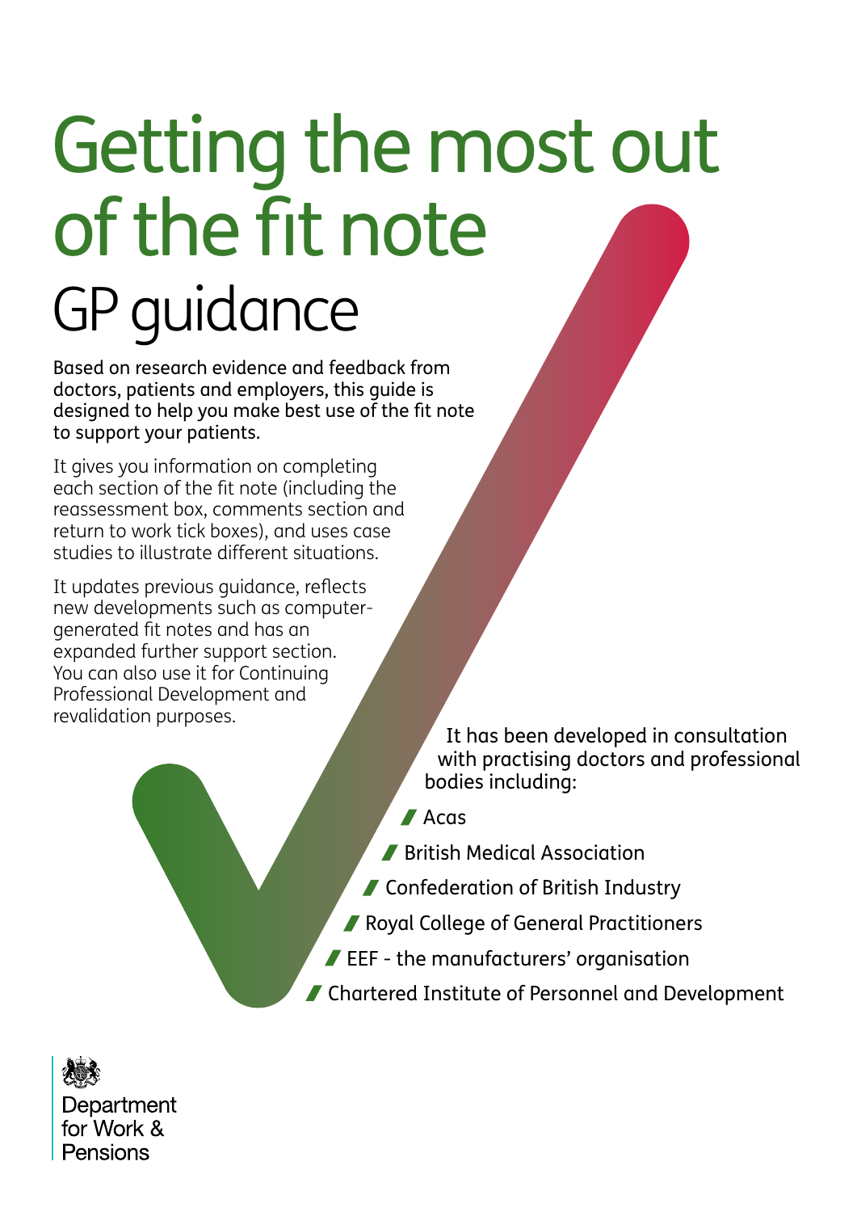# Getting the most out of the fit note

## GP guidance

Based on research evidence and feedback from doctors, patients and employers, this guide is designed to help you make best use of the fit note to support your patients.

It gives you information on completing each section of the fit note (including the reassessment box, comments section and return to work tick boxes), and uses case studies to illustrate different situations.

It updates previous guidance, reflects new developments such as computer-generated fit notes and has an expanded further support section. You can also use it for Continuing Professional Development and revalidation purposes.

It has been developed in consultation with practising doctors and professional bodies including:

- Acas
- British Medical Association
- Confederation of British Industry
- Royal College of General Practitioners
- EEF - the manufacturers' organisation
- Chartered Institute of Personnel and Development

Department for Work & Pensions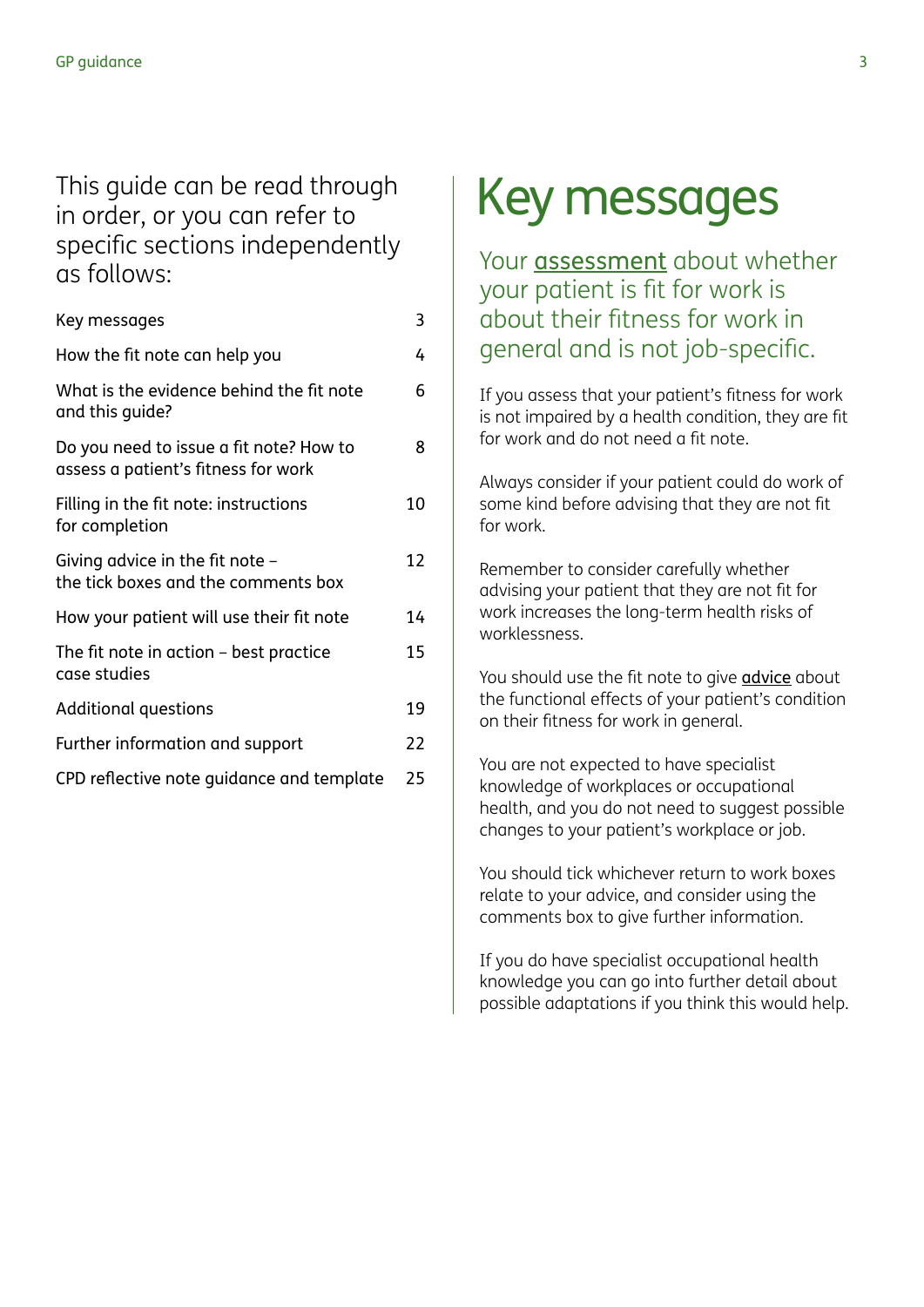This guide can be read through in order, or you can refer to specific sections independently as follows:

| Section | Page |
|---|---|
| Key messages | 3 |
| How the fit note can help you | 4 |
| What is the evidence behind the fit note and this guide? | 6 |
| Do you need to issue a fit note? How to assess a patient's fitness for work | 8 |
| Filling in the fit note: instructions for completion | 10 |
| Giving advice in the fit note – the tick boxes and the comments box | 12 |
| How your patient will use their fit note | 14 |
| The fit note in action – best practice case studies | 15 |
| Additional questions | 19 |
| Further information and support | 22 |
| CPD reflective note guidance and template | 25 |

# Key messages

## Your **assessment** about whether your patient is fit for work is about their fitness for work in general and is not job-specific.

If you assess that your patient's fitness for work is not impaired by a health condition, they are fit for work and do not need a fit note.

Always consider if your patient could do work of some kind before advising that they are not fit for work.

Remember to consider carefully whether advising your patient that they are not fit for work increases the long-term health risks of worklessness.

You should use the fit note to give **advice** about the functional effects of your patient's condition on their fitness for work in general.

You are not expected to have specialist knowledge of workplaces or occupational health, and you do not need to suggest possible changes to your patient's workplace or job.

You should tick whichever return to work boxes relate to your advice, and consider using the comments box to give further information.

If you do have specialist occupational health knowledge you can go into further detail about possible adaptations if you think this would help.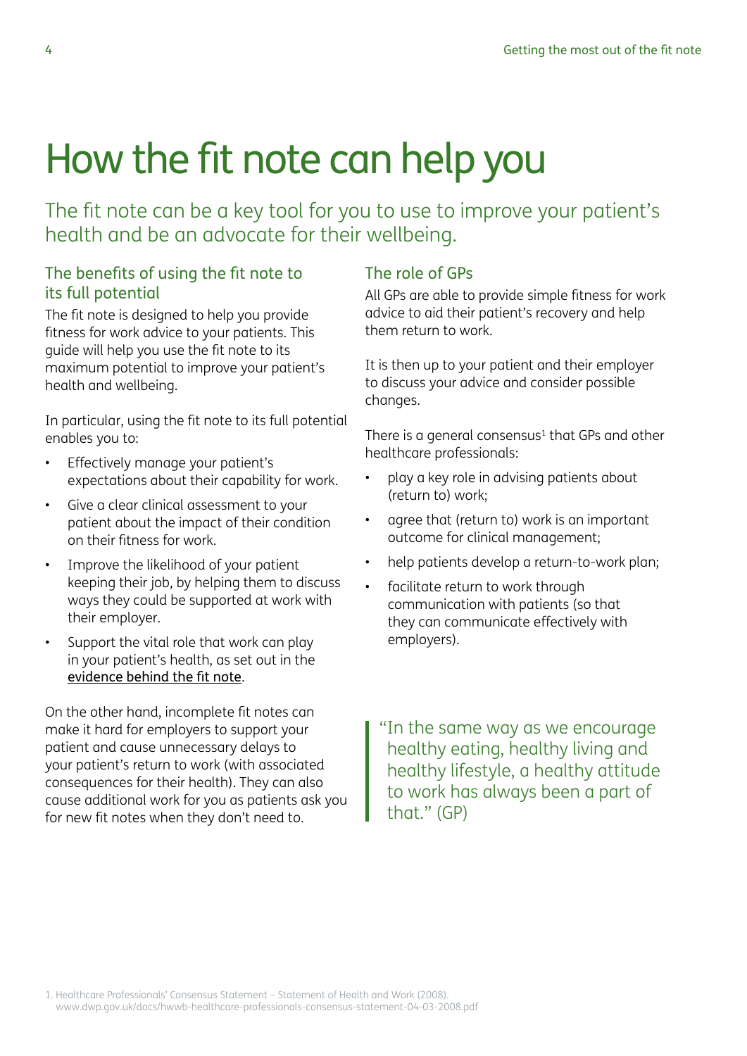# How the fit note can help you

The fit note can be a key tool for you to use to improve your patient's health and be an advocate for their wellbeing.

## The benefits of using the fit note to its full potential

The fit note is designed to help you provide fitness for work advice to your patients. This guide will help you use the fit note to its maximum potential to improve your patient's health and wellbeing.

In particular, using the fit note to its full potential enables you to:

- Effectively manage your patient's expectations about their capability for work.
- Give a clear clinical assessment to your patient about the impact of their condition on their fitness for work.
- Improve the likelihood of your patient keeping their job, by helping them to discuss ways they could be supported at work with their employer.
- Support the vital role that work can play in your patient's health, as set out in the evidence behind the fit note.

On the other hand, incomplete fit notes can make it hard for employers to support your patient and cause unnecessary delays to your patient's return to work (with associated consequences for their health). They can also cause additional work for you as patients ask you for new fit notes when they don't need to.

## The role of GPs

All GPs are able to provide simple fitness for work advice to aid their patient's recovery and help them return to work.

It is then up to your patient and their employer to discuss your advice and consider possible changes.

There is a general consensus[1] that GPs and other healthcare professionals:

- play a key role in advising patients about (return to) work;
- agree that (return to) work is an important outcome for clinical management;
- help patients develop a return-to-work plan;
- facilitate return to work through communication with patients (so that they can communicate effectively with employers).

> "In the same way as we encourage healthy eating, healthy living and healthy lifestyle, a healthy attitude to work has always been a part of that." (GP)

1. Healthcare Professionals' Consensus Statement – Statement of Health and Work (2008). www.dwp.gov.uk/docs/hwwb-healthcare-professionals-consensus-statement-04-03-2008.pdf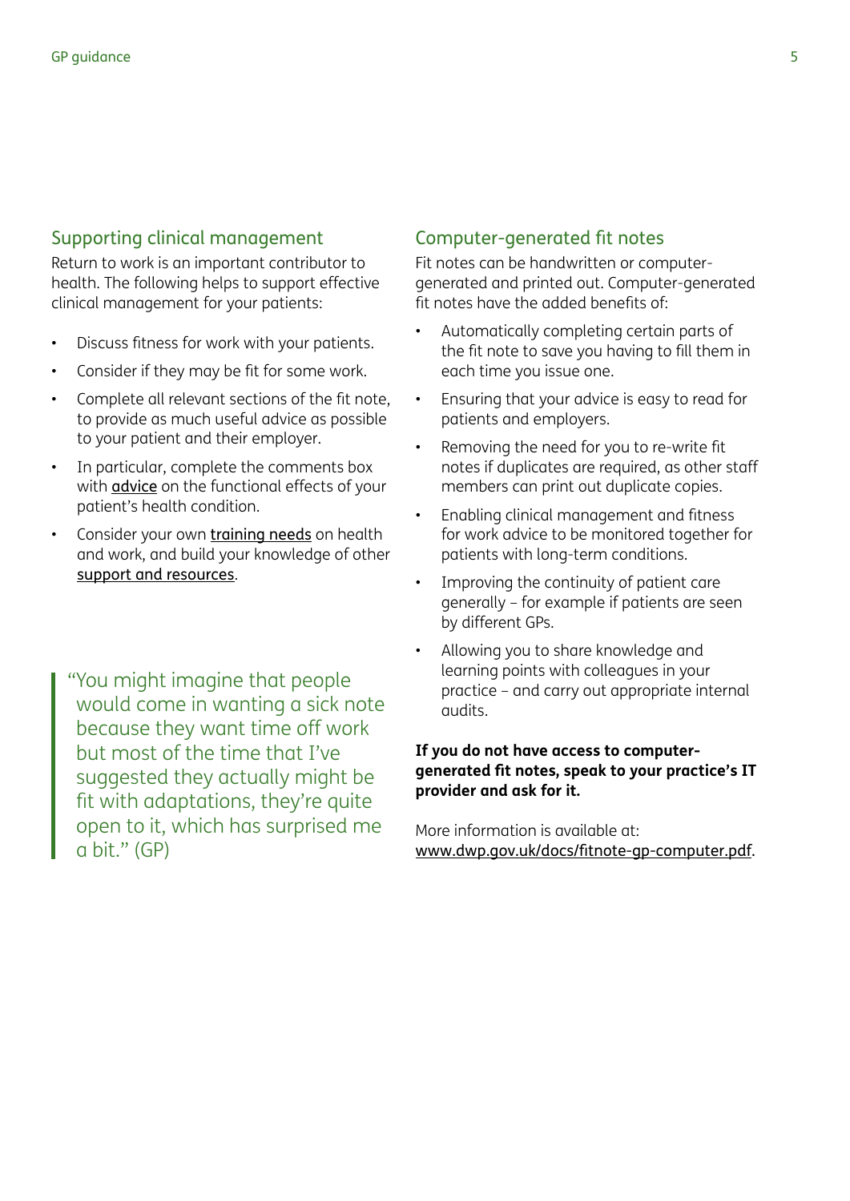## Supporting clinical management

Return to work is an important contributor to health. The following helps to support effective clinical management for your patients:

- Discuss fitness for work with your patients.
- Consider if they may be fit for some work.
- Complete all relevant sections of the fit note, to provide as much useful advice as possible to your patient and their employer.
- In particular, complete the comments box with advice on the functional effects of your patient's health condition.
- Consider your own training needs on health and work, and build your knowledge of other support and resources.

> "You might imagine that people would come in wanting a sick note because they want time off work but most of the time that I've suggested they actually might be fit with adaptations, they're quite open to it, which has surprised me a bit." (GP)

## Computer-generated fit notes

Fit notes can be handwritten or computer-generated and printed out. Computer-generated fit notes have the added benefits of:

- Automatically completing certain parts of the fit note to save you having to fill them in each time you issue one.
- Ensuring that your advice is easy to read for patients and employers.
- Removing the need for you to re-write fit notes if duplicates are required, as other staff members can print out duplicate copies.
- Enabling clinical management and fitness for work advice to be monitored together for patients with long-term conditions.
- Improving the continuity of patient care generally – for example if patients are seen by different GPs.
- Allowing you to share knowledge and learning points with colleagues in your practice – and carry out appropriate internal audits.

**If you do not have access to computer-generated fit notes, speak to your practice's IT provider and ask for it.**

More information is available at: www.dwp.gov.uk/docs/fitnote-gp-computer.pdf.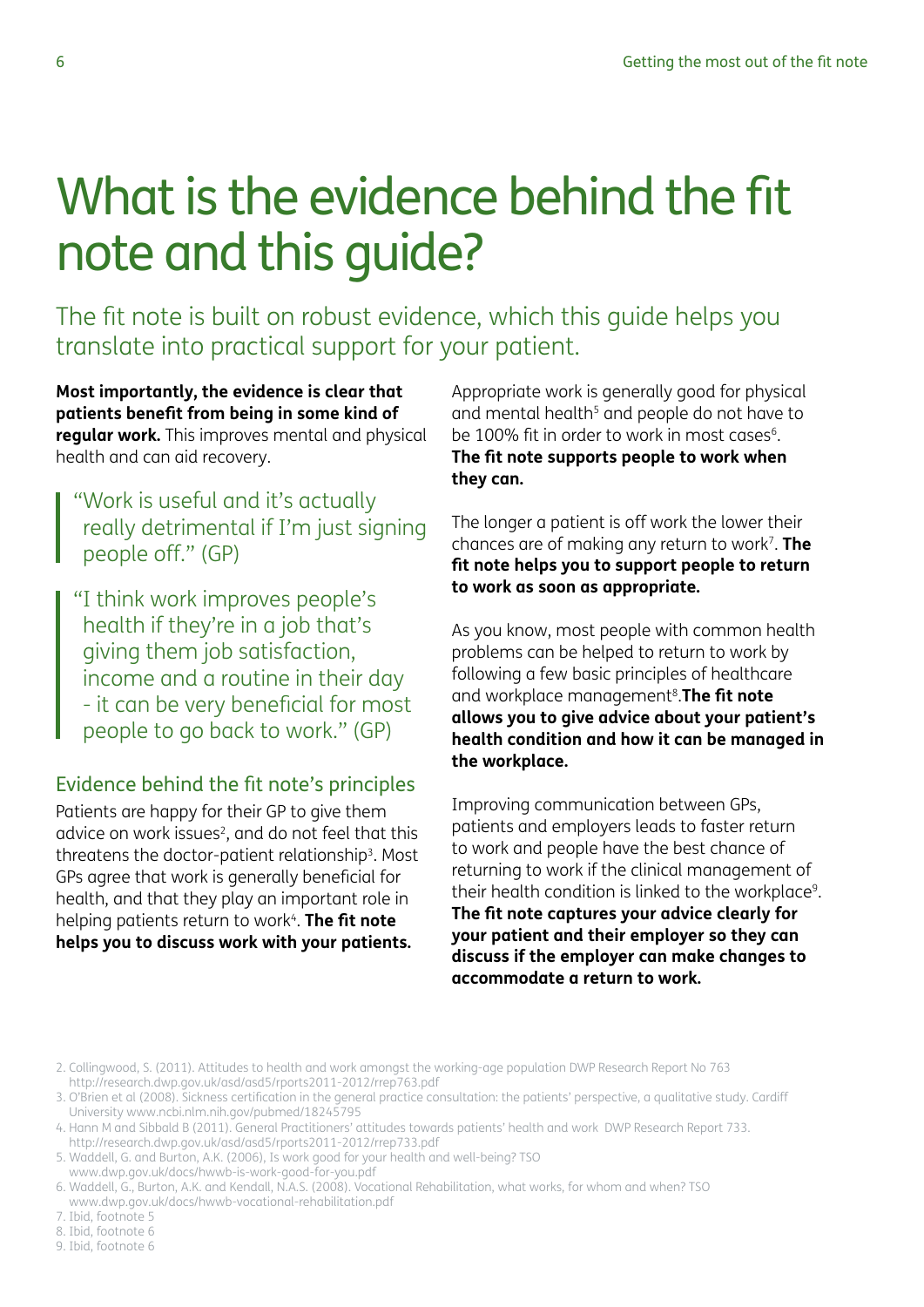# What is the evidence behind the fit note and this guide?

The fit note is built on robust evidence, which this guide helps you translate into practical support for your patient.

**Most importantly, the evidence is clear that patients benefit from being in some kind of regular work.** This improves mental and physical health and can aid recovery.

> "Work is useful and it's actually really detrimental if I'm just signing people off." (GP)

> "I think work improves people's health if they're in a job that's giving them job satisfaction, income and a routine in their day - it can be very beneficial for most people to go back to work." (GP)

## Evidence behind the fit note's principles

Patients are happy for their GP to give them advice on work issues[2], and do not feel that this threatens the doctor-patient relationship[3]. Most GPs agree that work is generally beneficial for health, and that they play an important role in helping patients return to work[4]. **The fit note helps you to discuss work with your patients.**

Appropriate work is generally good for physical and mental health[5] and people do not have to be 100% fit in order to work in most cases[6]. **The fit note supports people to work when they can.**

The longer a patient is off work the lower their chances are of making any return to work[7]. **The fit note helps you to support people to return to work as soon as appropriate.**

As you know, most people with common health problems can be helped to return to work by following a few basic principles of healthcare and workplace management[8].**The fit note allows you to give advice about your patient's health condition and how it can be managed in the workplace.**

Improving communication between GPs, patients and employers leads to faster return to work and people have the best chance of returning to work if the clinical management of their health condition is linked to the workplace[9]. **The fit note captures your advice clearly for your patient and their employer so they can discuss if the employer can make changes to accommodate a return to work.**

2. Collingwood, S. (2011). Attitudes to health and work amongst the working-age population DWP Research Report No 763 http://research.dwp.gov.uk/asd/asd5/rports2011-2012/rrep763.pdf
3. O'Brien et al (2008). Sickness certification in the general practice consultation: the patients' perspective, a qualitative study. Cardiff University www.ncbi.nlm.nih.gov/pubmed/18245795
4. Hann M and Sibbald B (2011). General Practitioners' attitudes towards patients' health and work DWP Research Report 733. http://research.dwp.gov.uk/asd/asd5/rports2011-2012/rrep733.pdf
5. Waddell, G. and Burton, A.K. (2006), Is work good for your health and well-being? TSO www.dwp.gov.uk/docs/hwwb-is-work-good-for-you.pdf
6. Waddell, G., Burton, A.K. and Kendall, N.A.S. (2008). Vocational Rehabilitation, what works, for whom and when? TSO www.dwp.gov.uk/docs/hwwb-vocational-rehabilitation.pdf
7. Ibid, footnote 5
8. Ibid, footnote 6
9. Ibid, footnote 6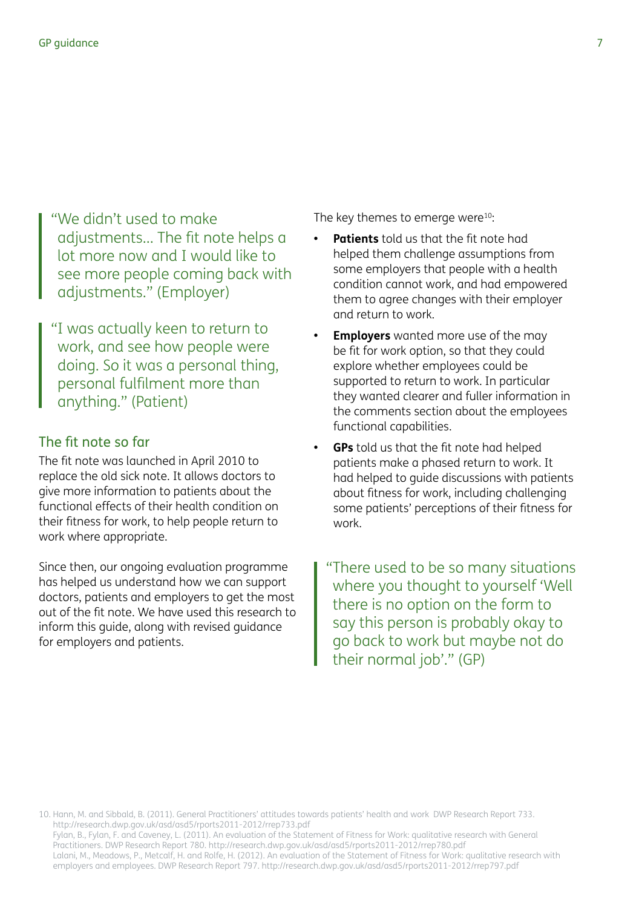> "We didn't used to make adjustments... The fit note helps a lot more now and I would like to see more people coming back with adjustments." (Employer)

> "I was actually keen to return to work, and see how people were doing. So it was a personal thing, personal fulfilment more than anything." (Patient)

## The fit note so far

The fit note was launched in April 2010 to replace the old sick note. It allows doctors to give more information to patients about the functional effects of their health condition on their fitness for work, to help people return to work where appropriate.

Since then, our ongoing evaluation programme has helped us understand how we can support doctors, patients and employers to get the most out of the fit note. We have used this research to inform this guide, along with revised guidance for employers and patients.

The key themes to emerge were[10]:

- **Patients** told us that the fit note had helped them challenge assumptions from some employers that people with a health condition cannot work, and had empowered them to agree changes with their employer and return to work.
- **Employers** wanted more use of the may be fit for work option, so that they could explore whether employees could be supported to return to work. In particular they wanted clearer and fuller information in the comments section about the employees functional capabilities.
- **GPs** told us that the fit note had helped patients make a phased return to work. It had helped to guide discussions with patients about fitness for work, including challenging some patients' perceptions of their fitness for work.

> "There used to be so many situations where you thought to yourself 'Well there is no option on the form to say this person is probably okay to go back to work but maybe not do their normal job'." (GP)

10. Hann, M. and Sibbald, B. (2011). General Practitioners' attitudes towards patients' health and work DWP Research Report 733. http://research.dwp.gov.uk/asd/asd5/rports2011-2012/rrep733.pdf
Fylan, B., Fylan, F. and Caveney, L. (2011). An evaluation of the Statement of Fitness for Work: qualitative research with General Practitioners. DWP Research Report 780. http://research.dwp.gov.uk/asd/asd5/rports2011-2012/rrep780.pdf
Lalani, M., Meadows, P., Metcalf, H. and Rolfe, H. (2012). An evaluation of the Statement of Fitness for Work: qualitative research with employers and employees. DWP Research Report 797. http://research.dwp.gov.uk/asd/asd5/rports2011-2012/rrep797.pdf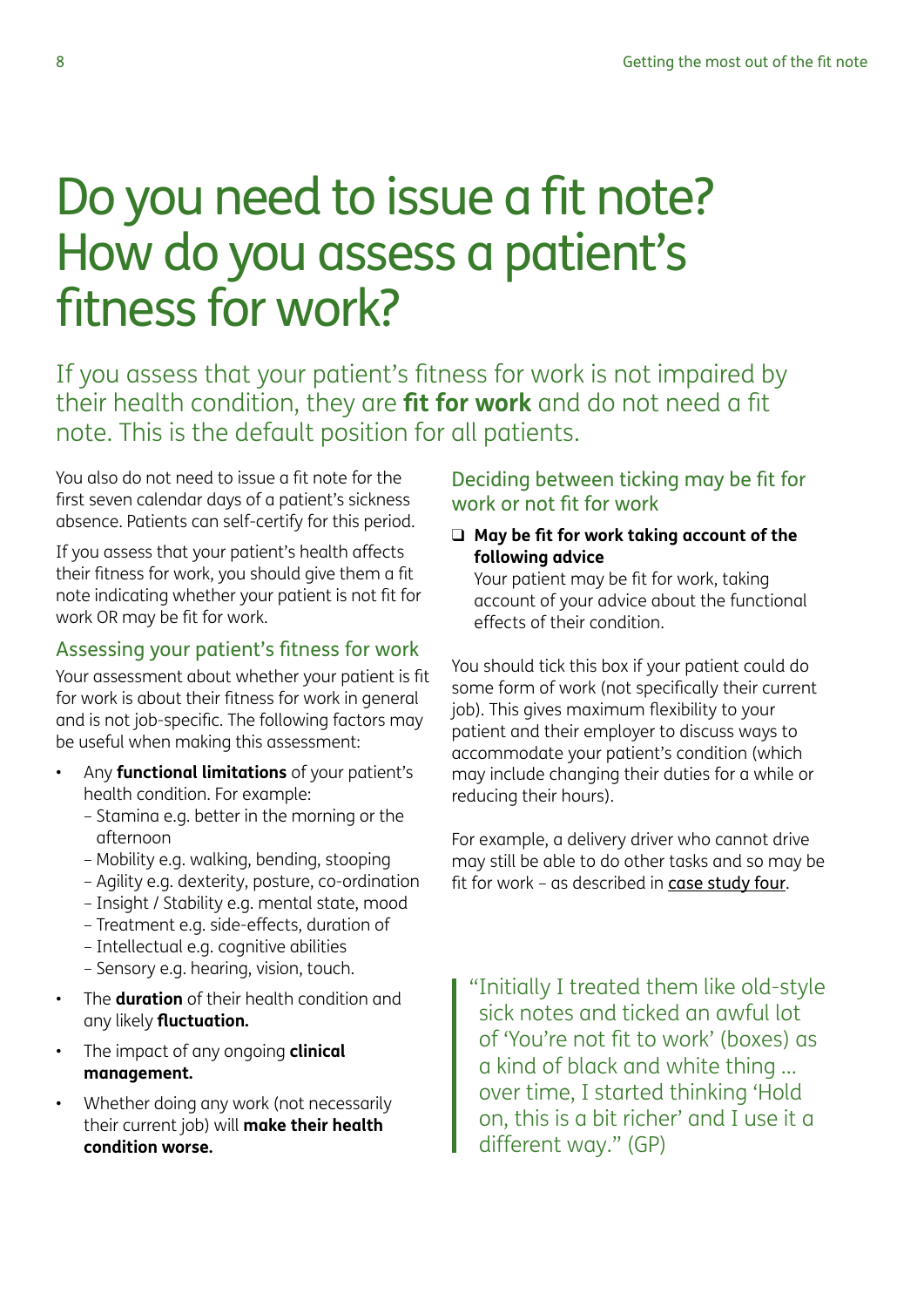# Do you need to issue a fit note? How do you assess a patient's fitness for work?

If you assess that your patient's fitness for work is not impaired by their health condition, they are **fit for work** and do not need a fit note. This is the default position for all patients.

You also do not need to issue a fit note for the first seven calendar days of a patient's sickness absence. Patients can self-certify for this period.

If you assess that your patient's health affects their fitness for work, you should give them a fit note indicating whether your patient is not fit for work OR may be fit for work.

## Assessing your patient's fitness for work

Your assessment about whether your patient is fit for work is about their fitness for work in general and is not job-specific. The following factors may be useful when making this assessment:

- Any **functional limitations** of your patient's health condition. For example:
  - Stamina e.g. better in the morning or the afternoon
  - Mobility e.g. walking, bending, stooping
  - Agility e.g. dexterity, posture, co-ordination
  - Insight / Stability e.g. mental state, mood
  - Treatment e.g. side-effects, duration of
  - Intellectual e.g. cognitive abilities
  - Sensory e.g. hearing, vision, touch.
- The **duration** of their health condition and any likely **fluctuation.**
- The impact of any ongoing **clinical management.**
- Whether doing any work (not necessarily their current job) will **make their health condition worse.**

## Deciding between ticking may be fit for work or not fit for work

- ❑ **May be fit for work taking account of the following advice**
  Your patient may be fit for work, taking account of your advice about the functional effects of their condition.

You should tick this box if your patient could do some form of work (not specifically their current job). This gives maximum flexibility to your patient and their employer to discuss ways to accommodate your patient's condition (which may include changing their duties for a while or reducing their hours).

For example, a delivery driver who cannot drive may still be able to do other tasks and so may be fit for work – as described in case study four.

> "Initially I treated them like old-style sick notes and ticked an awful lot of 'You're not fit to work' (boxes) as a kind of black and white thing … over time, I started thinking 'Hold on, this is a bit richer' and I use it a different way." (GP)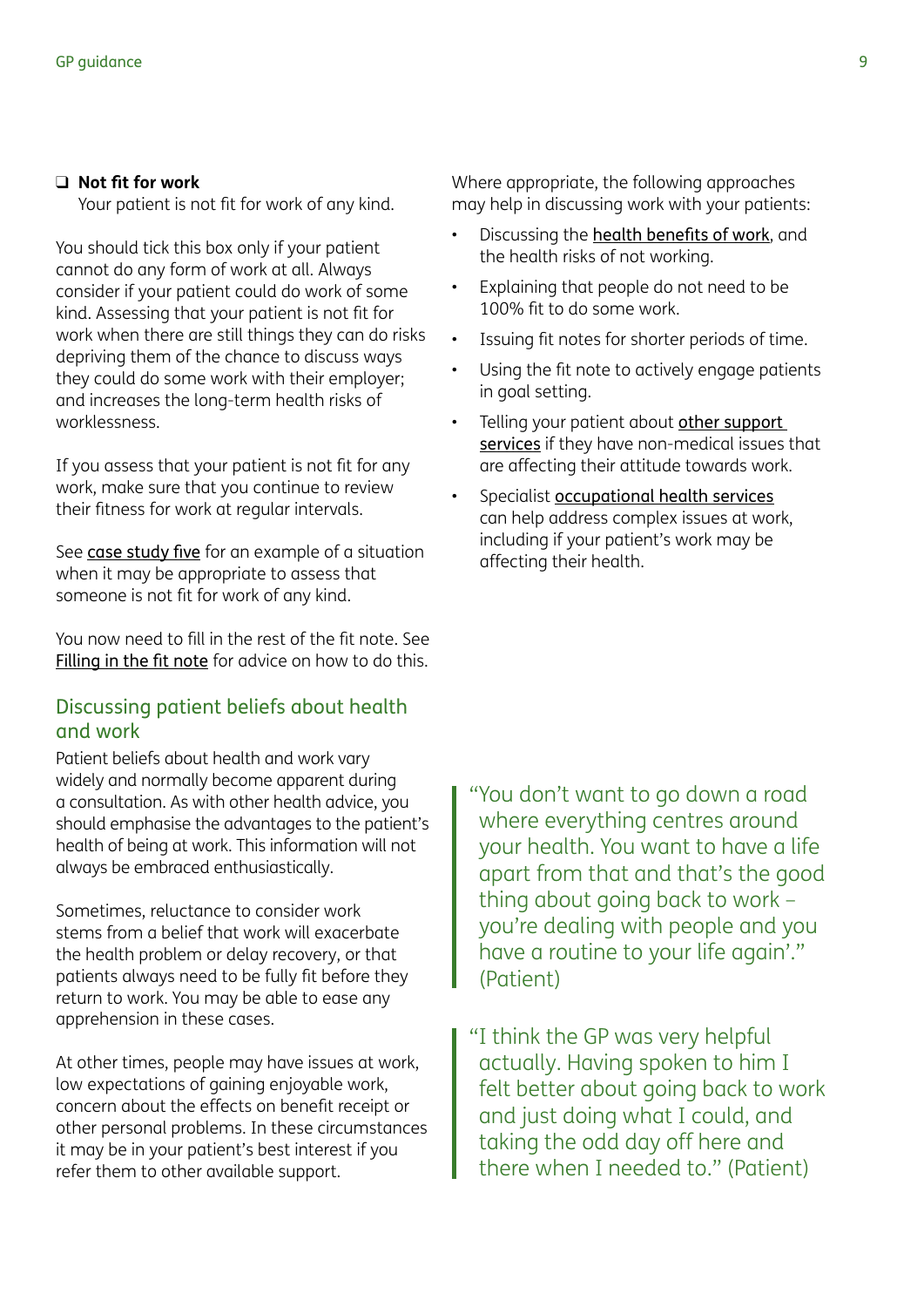- ❑ **Not fit for work**
  Your patient is not fit for work of any kind.

You should tick this box only if your patient cannot do any form of work at all. Always consider if your patient could do work of some kind. Assessing that your patient is not fit for work when there are still things they can do risks depriving them of the chance to discuss ways they could do some work with their employer; and increases the long-term health risks of worklessness.

If you assess that your patient is not fit for any work, make sure that you continue to review their fitness for work at regular intervals.

See case study five for an example of a situation when it may be appropriate to assess that someone is not fit for work of any kind.

You now need to fill in the rest of the fit note. See Filling in the fit note for advice on how to do this.

## Discussing patient beliefs about health and work

Patient beliefs about health and work vary widely and normally become apparent during a consultation. As with other health advice, you should emphasise the advantages to the patient's health of being at work. This information will not always be embraced enthusiastically.

Sometimes, reluctance to consider work stems from a belief that work will exacerbate the health problem or delay recovery, or that patients always need to be fully fit before they return to work. You may be able to ease any apprehension in these cases.

At other times, people may have issues at work, low expectations of gaining enjoyable work, concern about the effects on benefit receipt or other personal problems. In these circumstances it may be in your patient's best interest if you refer them to other available support.

Where appropriate, the following approaches may help in discussing work with your patients:

- Discussing the health benefits of work, and the health risks of not working.
- Explaining that people do not need to be 100% fit to do some work.
- Issuing fit notes for shorter periods of time.
- Using the fit note to actively engage patients in goal setting.
- Telling your patient about other support services if they have non-medical issues that are affecting their attitude towards work.
- Specialist occupational health services can help address complex issues at work, including if your patient's work may be affecting their health.

> "You don't want to go down a road where everything centres around your health. You want to have a life apart from that and that's the good thing about going back to work – you're dealing with people and you have a routine to your life again'." (Patient)

> "I think the GP was very helpful actually. Having spoken to him I felt better about going back to work and just doing what I could, and taking the odd day off here and there when I needed to." (Patient)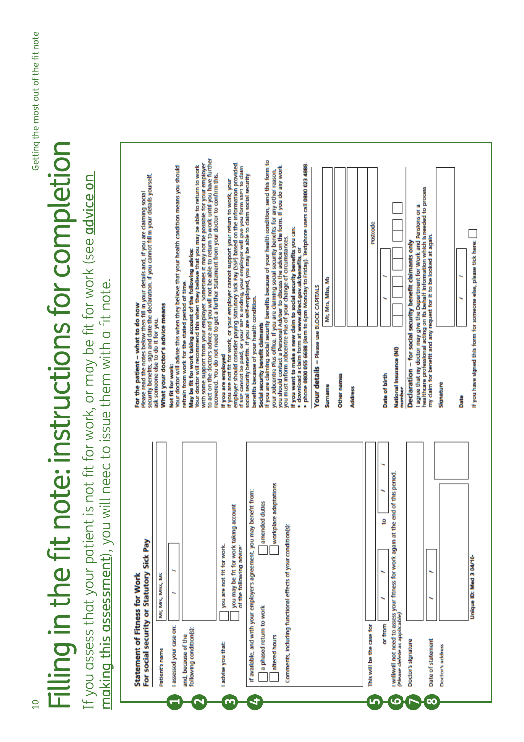# Filling in the fit note: instructions for completion

If you assess that your patient is not fit for work, or may be fit for work (see advice on making this assessment), you will need to issue them with a fit note.

**Statement of Fitness for Work**
**For social security or Statutory Sick Pay**

1. Patient's name: Mr, Mrs, Miss, Ms

   I assessed your case on: / /

2. and, because of the following condition(s):

3. I advise you that:
   - ☐ you are not fit for work.
   - ☐ you may be fit for work taking account of the following advice:

4. If available, and with your employer's agreement, you may benefit from:
   - ☐ a phased return to work
   - ☐ amended duties
   - ☐ altered hours
   - ☐ workplace adaptations

   Comments, including functional effects of your condition(s):

5. This will be the case for
   or from / / to / /

6. I will/will not need to assess your fitness for work again at the end of this period.
   *(Please delete as applicable)*

7. Doctor's signature

8. Date of statement / /

   Doctor's address

Unique ID: Med 3 04/10-

**For the patient – what to do now**
Please read the notes below then fill in your details and, if you are claiming social security benefits, sign and date the declaration. If you cannot fill in your details yourself, ask someone else to do it for you.

**What your doctor's advice means**

**Not fit for work:**
Your doctor will advise this when they believe that your health condition means you should refrain from work for the stated period of time.

**May be fit for work taking account of the following advice:**
Your doctor will recommend this when they believe that you may be able to return to work with some support from your employer. Sometimes it may not be possible for your employer to act on the doctor's advice and you will not be able to return to work until you have further recovered. You do not need to get a further Statement from your doctor to confirm this.

**If you are employed**
If you are not fit for work, or your employer cannot support your return to work, your employer should consider paying Statutory Sick Pay (SSP) based on the information provided. If SSP cannot be paid, or your SSP is ending, your employer will give you form SSP1 to claim social security benefits. If you are self-employed, you may be able to claim social security benefits because of your health condition.

**Social security benefit claimants**
If you are claiming social security benefits because of your health condition, send this form to your Jobcentre Plus office. If you are claiming social security benefits for any other reason, you should contact a Personal Adviser to discuss the advice on the form. If you do any work you must inform Jobcentre Plus of your change of circumstances.

**If you want to make a new claim to social security benefits you can:**
- download a claim form at **www.direct.gov.uk/benefits**, or
- phone **0800 055 6688** (8am to 6pm Monday to Friday). Textphone users call **0800 023 4888**.

**Your details** – Please use BLOCK CAPITALS

Surname: Mr, Mrs, Miss, Ms

Other names

Address

Postcode

Date of birth / /

National Insurance (NI) number

**Declaration – for social security benefit claimants only**
I agree that my doctor may give the Department for Work and Pensions or a healthcare professional acting on its behalf information which is needed to process my claim for benefit and any request for it to be looked at again.

Signature

Date / /

If you have signed this form for someone else, please tick here: ☐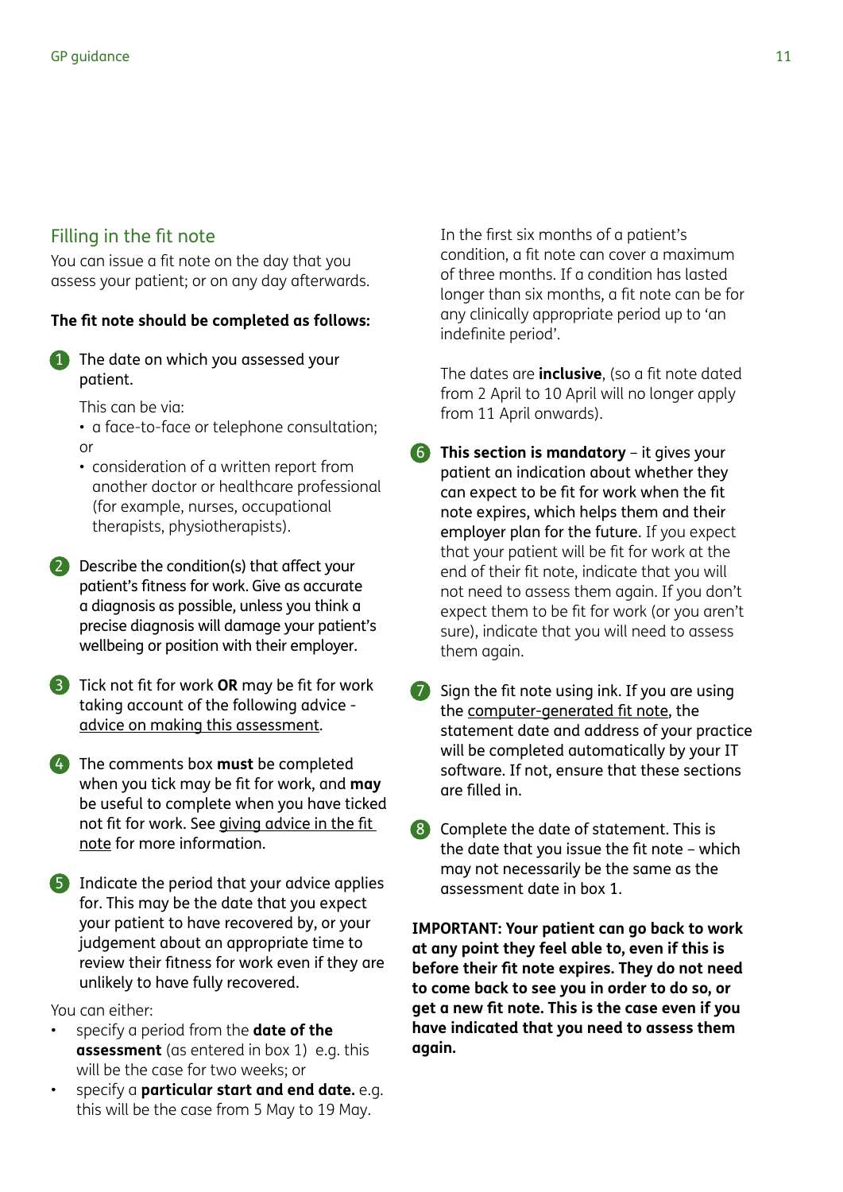## Filling in the fit note

You can issue a fit note on the day that you assess your patient; or on any day afterwards.

**The fit note should be completed as follows:**

1. The date on which you assessed your patient.

   This can be via:
   - a face-to-face or telephone consultation; or
   - consideration of a written report from another doctor or healthcare professional (for example, nurses, occupational therapists, physiotherapists).

2. Describe the condition(s) that affect your patient's fitness for work. Give as accurate a diagnosis as possible, unless you think a precise diagnosis will damage your patient's wellbeing or position with their employer.

3. Tick not fit for work **OR** may be fit for work taking account of the following advice - advice on making this assessment.

4. The comments box **must** be completed when you tick may be fit for work, and **may** be useful to complete when you have ticked not fit for work. See giving advice in the fit note for more information.

5. Indicate the period that your advice applies for. This may be the date that you expect your patient to have recovered by, or your judgement about an appropriate time to review their fitness for work even if they are unlikely to have fully recovered.

You can either:

- specify a period from the **date of the assessment** (as entered in box 1) e.g. this will be the case for two weeks; or
- specify a **particular start and end date.** e.g. this will be the case from 5 May to 19 May.

In the first six months of a patient's condition, a fit note can cover a maximum of three months. If a condition has lasted longer than six months, a fit note can be for any clinically appropriate period up to 'an indefinite period'.

The dates are **inclusive**, (so a fit note dated from 2 April to 10 April will no longer apply from 11 April onwards).

6. **This section is mandatory** – it gives your patient an indication about whether they can expect to be fit for work when the fit note expires, which helps them and their employer plan for the future. If you expect that your patient will be fit for work at the end of their fit note, indicate that you will not need to assess them again. If you don't expect them to be fit for work (or you aren't sure), indicate that you will need to assess them again.

7. Sign the fit note using ink. If you are using the computer-generated fit note, the statement date and address of your practice will be completed automatically by your IT software. If not, ensure that these sections are filled in.

8. Complete the date of statement. This is the date that you issue the fit note – which may not necessarily be the same as the assessment date in box 1.

**IMPORTANT: Your patient can go back to work at any point they feel able to, even if this is before their fit note expires. They do not need to come back to see you in order to do so, or get a new fit note. This is the case even if you have indicated that you need to assess them again.**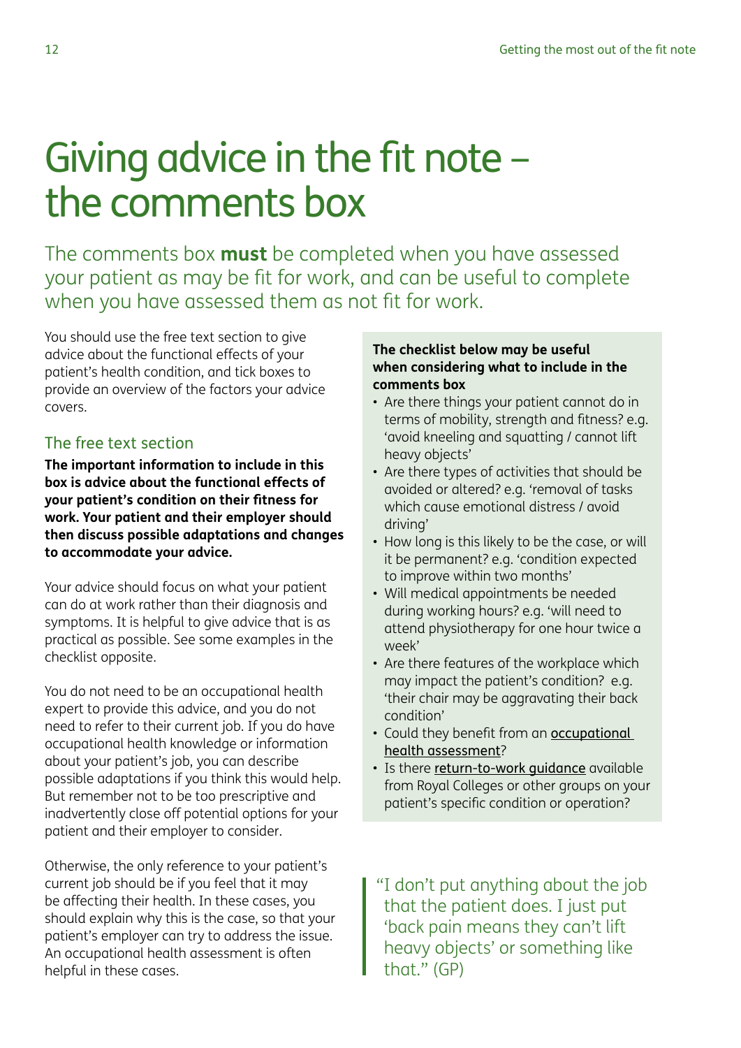# Giving advice in the fit note – the comments box

The comments box **must** be completed when you have assessed your patient as may be fit for work, and can be useful to complete when you have assessed them as not fit for work.

You should use the free text section to give advice about the functional effects of your patient's health condition, and tick boxes to provide an overview of the factors your advice covers.

## The free text section

**The important information to include in this box is advice about the functional effects of your patient's condition on their fitness for work. Your patient and their employer should then discuss possible adaptations and changes to accommodate your advice.**

Your advice should focus on what your patient can do at work rather than their diagnosis and symptoms. It is helpful to give advice that is as practical as possible. See some examples in the checklist opposite.

You do not need to be an occupational health expert to provide this advice, and you do not need to refer to their current job. If you do have occupational health knowledge or information about your patient's job, you can describe possible adaptations if you think this would help. But remember not to be too prescriptive and inadvertently close off potential options for your patient and their employer to consider.

Otherwise, the only reference to your patient's current job should be if you feel that it may be affecting their health. In these cases, you should explain why this is the case, so that your patient's employer can try to address the issue. An occupational health assessment is often helpful in these cases.

**The checklist below may be useful when considering what to include in the comments box**

- Are there things your patient cannot do in terms of mobility, strength and fitness? e.g. 'avoid kneeling and squatting / cannot lift heavy objects'
- Are there types of activities that should be avoided or altered? e.g. 'removal of tasks which cause emotional distress / avoid driving'
- How long is this likely to be the case, or will it be permanent? e.g. 'condition expected to improve within two months'
- Will medical appointments be needed during working hours? e.g. 'will need to attend physiotherapy for one hour twice a week'
- Are there features of the workplace which may impact the patient's condition? e.g. 'their chair may be aggravating their back condition'
- Could they benefit from an occupational health assessment?
- Is there return-to-work guidance available from Royal Colleges or other groups on your patient's specific condition or operation?

> "I don't put anything about the job that the patient does. I just put 'back pain means they can't lift heavy objects' or something like that." (GP)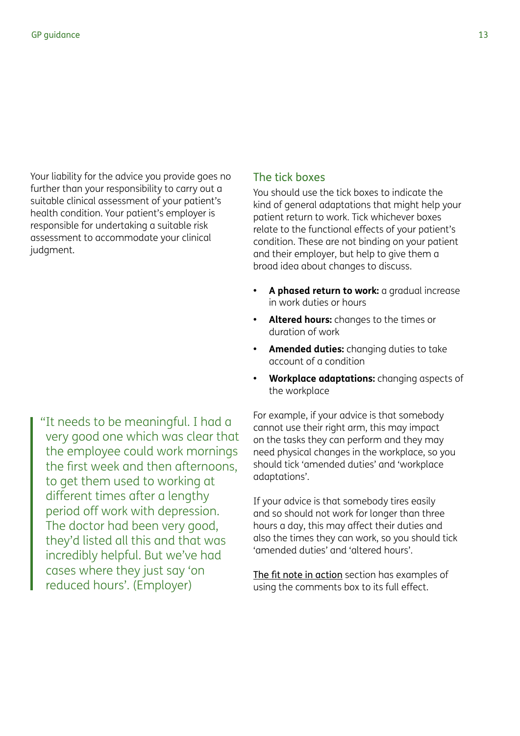Your liability for the advice you provide goes no further than your responsibility to carry out a suitable clinical assessment of your patient's health condition. Your patient's employer is responsible for undertaking a suitable risk assessment to accommodate your clinical judgment.

> "It needs to be meaningful. I had a very good one which was clear that the employee could work mornings the first week and then afternoons, to get them used to working at different times after a lengthy period off work with depression. The doctor had been very good, they'd listed all this and that was incredibly helpful. But we've had cases where they just say 'on reduced hours'. (Employer)

## The tick boxes

You should use the tick boxes to indicate the kind of general adaptations that might help your patient return to work. Tick whichever boxes relate to the functional effects of your patient's condition. These are not binding on your patient and their employer, but help to give them a broad idea about changes to discuss.

- **A phased return to work:** a gradual increase in work duties or hours
- **Altered hours:** changes to the times or duration of work
- **Amended duties:** changing duties to take account of a condition
- **Workplace adaptations:** changing aspects of the workplace

For example, if your advice is that somebody cannot use their right arm, this may impact on the tasks they can perform and they may need physical changes in the workplace, so you should tick 'amended duties' and 'workplace adaptations'.

If your advice is that somebody tires easily and so should not work for longer than three hours a day, this may affect their duties and also the times they can work, so you should tick 'amended duties' and 'altered hours'.

The fit note in action section has examples of using the comments box to its full effect.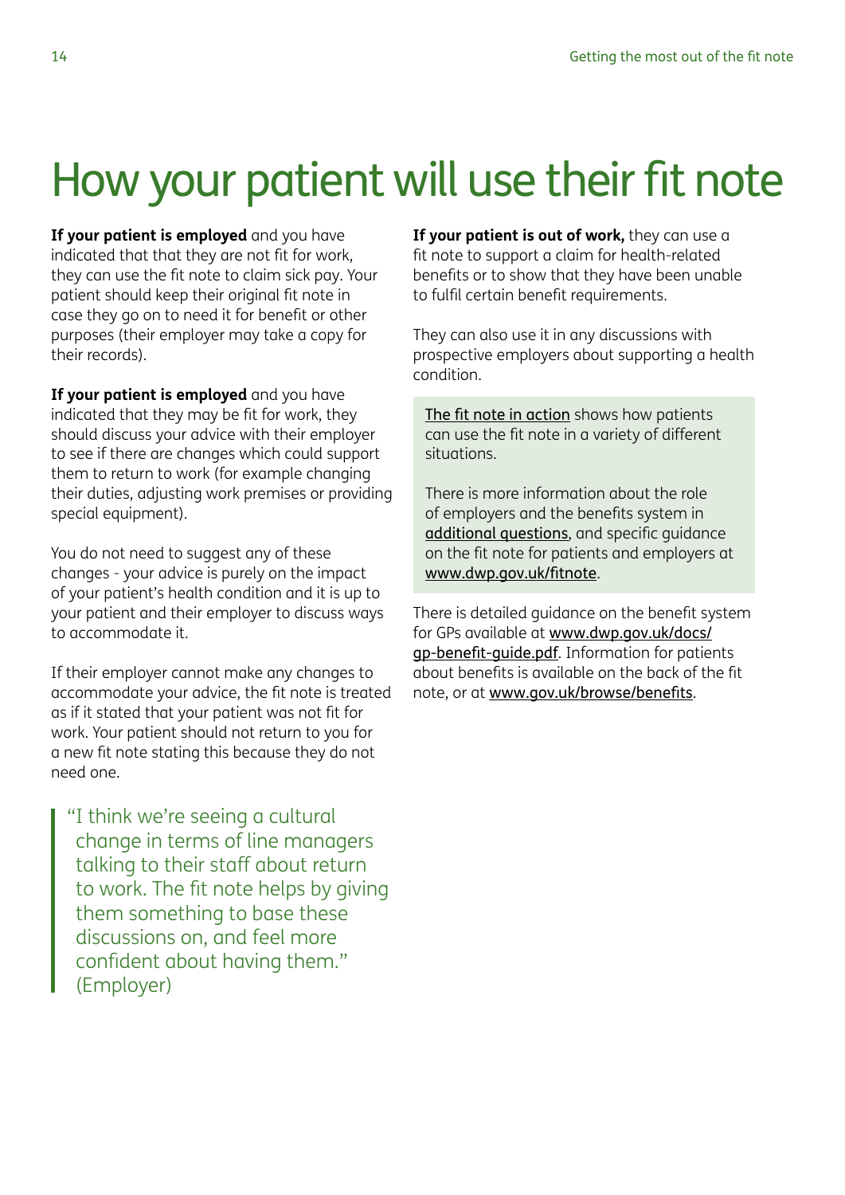# How your patient will use their fit note

**If your patient is employed** and you have indicated that that they are not fit for work, they can use the fit note to claim sick pay. Your patient should keep their original fit note in case they go on to need it for benefit or other purposes (their employer may take a copy for their records).

**If your patient is employed** and you have indicated that they may be fit for work, they should discuss your advice with their employer to see if there are changes which could support them to return to work (for example changing their duties, adjusting work premises or providing special equipment).

You do not need to suggest any of these changes - your advice is purely on the impact of your patient's health condition and it is up to your patient and their employer to discuss ways to accommodate it.

If their employer cannot make any changes to accommodate your advice, the fit note is treated as if it stated that your patient was not fit for work. Your patient should not return to you for a new fit note stating this because they do not need one.

> "I think we're seeing a cultural change in terms of line managers talking to their staff about return to work. The fit note helps by giving them something to base these discussions on, and feel more confident about having them." (Employer)

**If your patient is out of work,** they can use a fit note to support a claim for health-related benefits or to show that they have been unable to fulfil certain benefit requirements.

They can also use it in any discussions with prospective employers about supporting a health condition.

> The fit note in action shows how patients can use the fit note in a variety of different situations.
>
> There is more information about the role of employers and the benefits system in additional questions, and specific guidance on the fit note for patients and employers at www.dwp.gov.uk/fitnote.

There is detailed guidance on the benefit system for GPs available at www.dwp.gov.uk/docs/gp-benefit-guide.pdf. Information for patients about benefits is available on the back of the fit note, or at www.gov.uk/browse/benefits.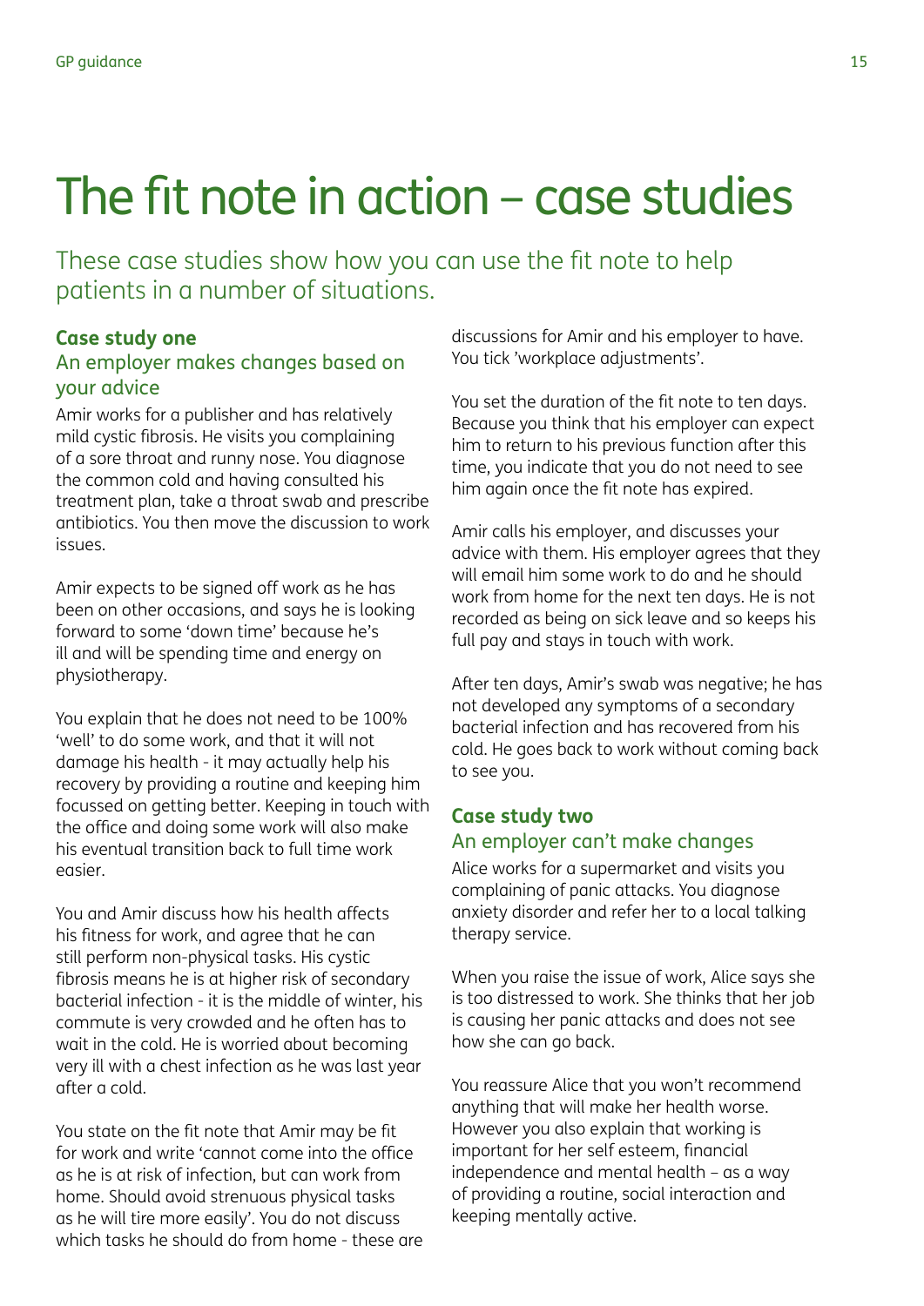# The fit note in action – case studies

These case studies show how you can use the fit note to help patients in a number of situations.

### Case study one

#### An employer makes changes based on your advice

Amir works for a publisher and has relatively mild cystic fibrosis. He visits you complaining of a sore throat and runny nose. You diagnose the common cold and having consulted his treatment plan, take a throat swab and prescribe antibiotics. You then move the discussion to work issues.

Amir expects to be signed off work as he has been on other occasions, and says he is looking forward to some 'down time' because he's ill and will be spending time and energy on physiotherapy.

You explain that he does not need to be 100% 'well' to do some work, and that it will not damage his health - it may actually help his recovery by providing a routine and keeping him focussed on getting better. Keeping in touch with the office and doing some work will also make his eventual transition back to full time work easier.

You and Amir discuss how his health affects his fitness for work, and agree that he can still perform non-physical tasks. His cystic fibrosis means he is at higher risk of secondary bacterial infection - it is the middle of winter, his commute is very crowded and he often has to wait in the cold. He is worried about becoming very ill with a chest infection as he was last year after a cold.

You state on the fit note that Amir may be fit for work and write 'cannot come into the office as he is at risk of infection, but can work from home. Should avoid strenuous physical tasks as he will tire more easily'. You do not discuss which tasks he should do from home - these are discussions for Amir and his employer to have. You tick 'workplace adjustments'.

You set the duration of the fit note to ten days. Because you think that his employer can expect him to return to his previous function after this time, you indicate that you do not need to see him again once the fit note has expired.

Amir calls his employer, and discusses your advice with them. His employer agrees that they will email him some work to do and he should work from home for the next ten days. He is not recorded as being on sick leave and so keeps his full pay and stays in touch with work.

After ten days, Amir's swab was negative; he has not developed any symptoms of a secondary bacterial infection and has recovered from his cold. He goes back to work without coming back to see you.

### Case study two

#### An employer can't make changes

Alice works for a supermarket and visits you complaining of panic attacks. You diagnose anxiety disorder and refer her to a local talking therapy service.

When you raise the issue of work, Alice says she is too distressed to work. She thinks that her job is causing her panic attacks and does not see how she can go back.

You reassure Alice that you won't recommend anything that will make her health worse. However you also explain that working is important for her self esteem, financial independence and mental health – as a way of providing a routine, social interaction and keeping mentally active.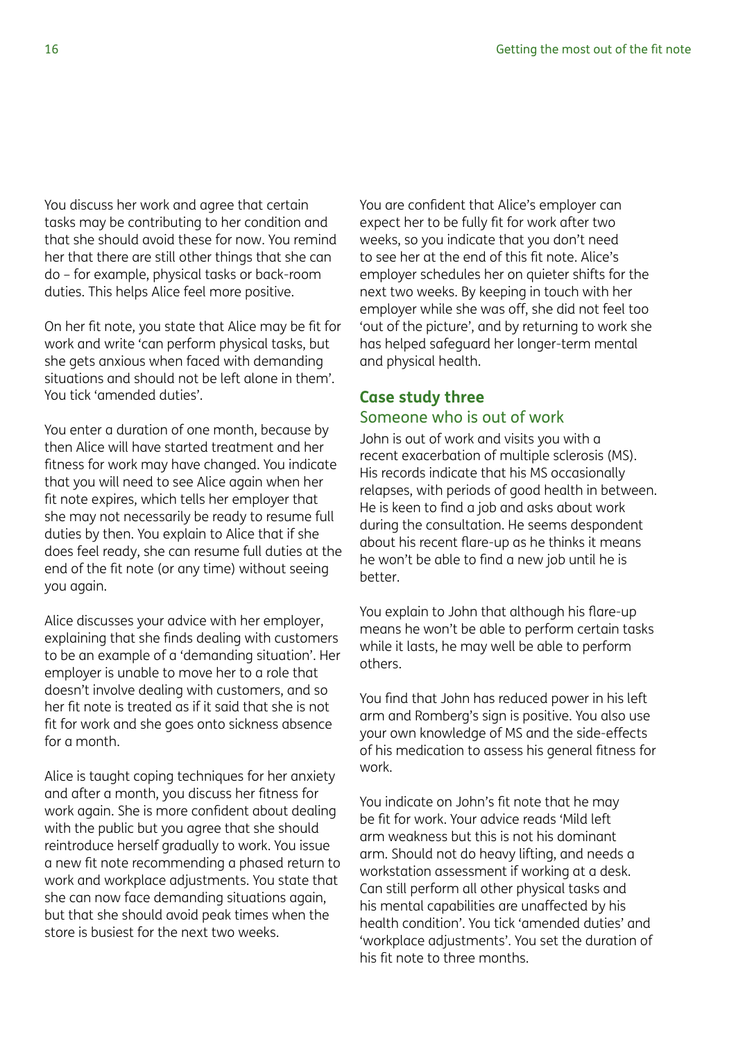You discuss her work and agree that certain tasks may be contributing to her condition and that she should avoid these for now. You remind her that there are still other things that she can do – for example, physical tasks or back-room duties. This helps Alice feel more positive.

On her fit note, you state that Alice may be fit for work and write 'can perform physical tasks, but she gets anxious when faced with demanding situations and should not be left alone in them'. You tick 'amended duties'.

You enter a duration of one month, because by then Alice will have started treatment and her fitness for work may have changed. You indicate that you will need to see Alice again when her fit note expires, which tells her employer that she may not necessarily be ready to resume full duties by then. You explain to Alice that if she does feel ready, she can resume full duties at the end of the fit note (or any time) without seeing you again.

Alice discusses your advice with her employer, explaining that she finds dealing with customers to be an example of a 'demanding situation'. Her employer is unable to move her to a role that doesn't involve dealing with customers, and so her fit note is treated as if it said that she is not fit for work and she goes onto sickness absence for a month.

Alice is taught coping techniques for her anxiety and after a month, you discuss her fitness for work again. She is more confident about dealing with the public but you agree that she should reintroduce herself gradually to work. You issue a new fit note recommending a phased return to work and workplace adjustments. You state that she can now face demanding situations again, but that she should avoid peak times when the store is busiest for the next two weeks.

You are confident that Alice's employer can expect her to be fully fit for work after two weeks, so you indicate that you don't need to see her at the end of this fit note. Alice's employer schedules her on quieter shifts for the next two weeks. By keeping in touch with her employer while she was off, she did not feel too 'out of the picture', and by returning to work she has helped safeguard her longer-term mental and physical health.

## Case study three

### Someone who is out of work

John is out of work and visits you with a recent exacerbation of multiple sclerosis (MS). His records indicate that his MS occasionally relapses, with periods of good health in between. He is keen to find a job and asks about work during the consultation. He seems despondent about his recent flare-up as he thinks it means he won't be able to find a new job until he is better.

You explain to John that although his flare-up means he won't be able to perform certain tasks while it lasts, he may well be able to perform others.

You find that John has reduced power in his left arm and Romberg's sign is positive. You also use your own knowledge of MS and the side-effects of his medication to assess his general fitness for work.

You indicate on John's fit note that he may be fit for work. Your advice reads 'Mild left arm weakness but this is not his dominant arm. Should not do heavy lifting, and needs a workstation assessment if working at a desk. Can still perform all other physical tasks and his mental capabilities are unaffected by his health condition'. You tick 'amended duties' and 'workplace adjustments'. You set the duration of his fit note to three months.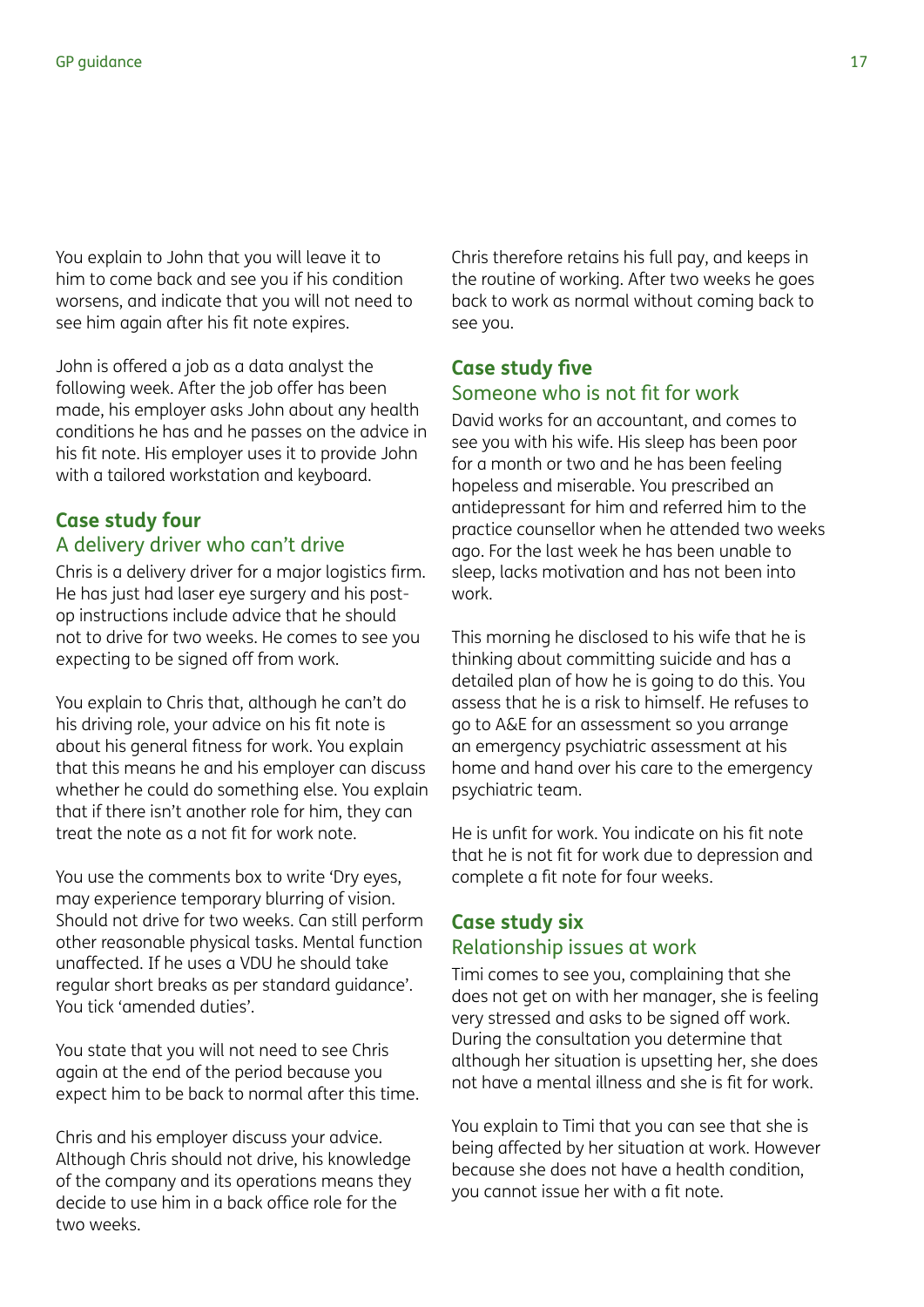You explain to John that you will leave it to him to come back and see you if his condition worsens, and indicate that you will not need to see him again after his fit note expires.

John is offered a job as a data analyst the following week. After the job offer has been made, his employer asks John about any health conditions he has and he passes on the advice in his fit note. His employer uses it to provide John with a tailored workstation and keyboard.

## Case study four

### A delivery driver who can't drive

Chris is a delivery driver for a major logistics firm. He has just had laser eye surgery and his post-op instructions include advice that he should not to drive for two weeks. He comes to see you expecting to be signed off from work.

You explain to Chris that, although he can't do his driving role, your advice on his fit note is about his general fitness for work. You explain that this means he and his employer can discuss whether he could do something else. You explain that if there isn't another role for him, they can treat the note as a not fit for work note.

You use the comments box to write 'Dry eyes, may experience temporary blurring of vision. Should not drive for two weeks. Can still perform other reasonable physical tasks. Mental function unaffected. If he uses a VDU he should take regular short breaks as per standard guidance'. You tick 'amended duties'.

You state that you will not need to see Chris again at the end of the period because you expect him to be back to normal after this time.

Chris and his employer discuss your advice. Although Chris should not drive, his knowledge of the company and its operations means they decide to use him in a back office role for the two weeks.

Chris therefore retains his full pay, and keeps in the routine of working. After two weeks he goes back to work as normal without coming back to see you.

## Case study five

### Someone who is not fit for work

David works for an accountant, and comes to see you with his wife. His sleep has been poor for a month or two and he has been feeling hopeless and miserable. You prescribed an antidepressant for him and referred him to the practice counsellor when he attended two weeks ago. For the last week he has been unable to sleep, lacks motivation and has not been into work.

This morning he disclosed to his wife that he is thinking about committing suicide and has a detailed plan of how he is going to do this. You assess that he is a risk to himself. He refuses to go to A&E for an assessment so you arrange an emergency psychiatric assessment at his home and hand over his care to the emergency psychiatric team.

He is unfit for work. You indicate on his fit note that he is not fit for work due to depression and complete a fit note for four weeks.

## Case study six

### Relationship issues at work

Timi comes to see you, complaining that she does not get on with her manager, she is feeling very stressed and asks to be signed off work. During the consultation you determine that although her situation is upsetting her, she does not have a mental illness and she is fit for work.

You explain to Timi that you can see that she is being affected by her situation at work. However because she does not have a health condition, you cannot issue her with a fit note.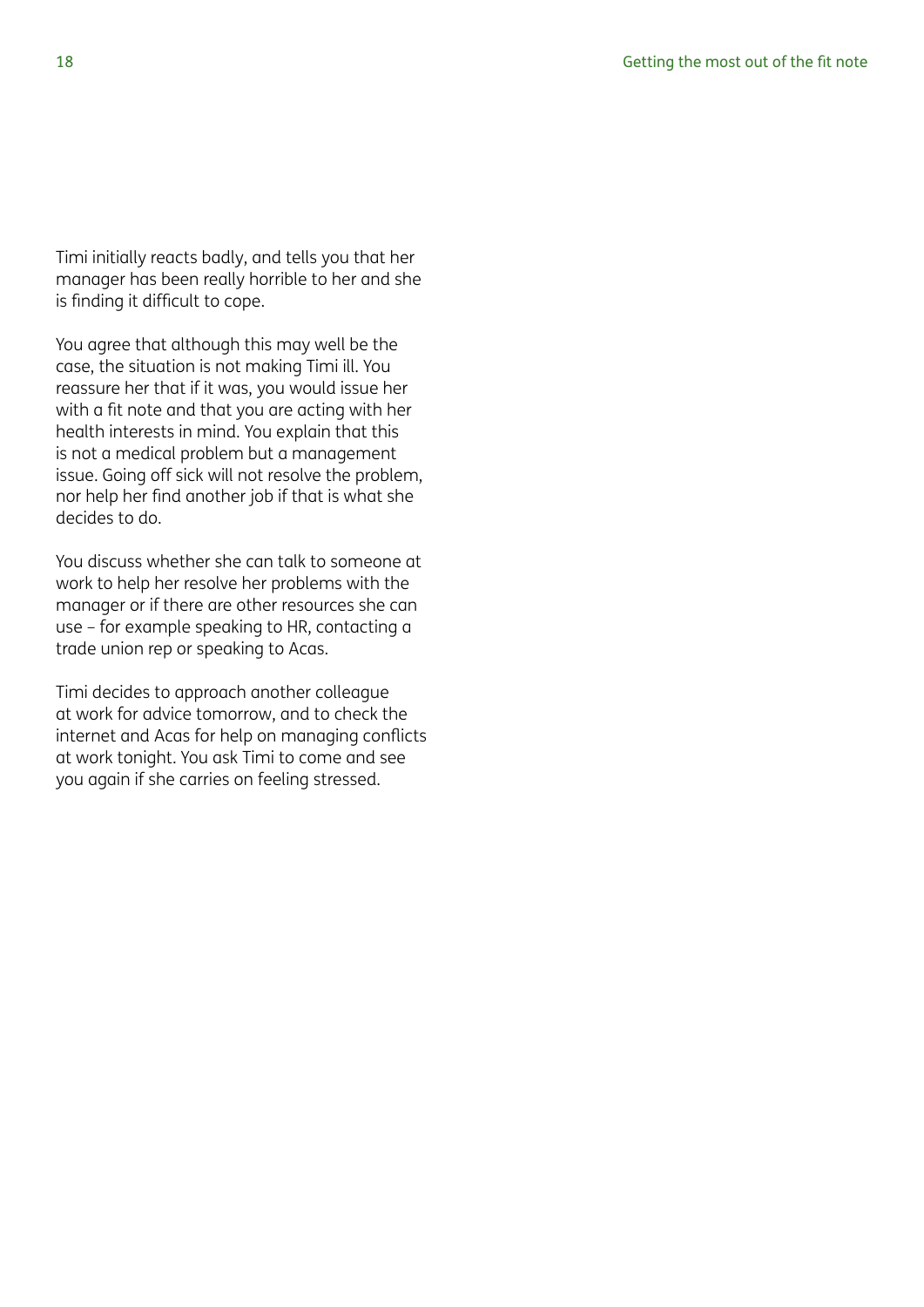Timi initially reacts badly, and tells you that her manager has been really horrible to her and she is finding it difficult to cope.

You agree that although this may well be the case, the situation is not making Timi ill. You reassure her that if it was, you would issue her with a fit note and that you are acting with her health interests in mind. You explain that this is not a medical problem but a management issue. Going off sick will not resolve the problem, nor help her find another job if that is what she decides to do.

You discuss whether she can talk to someone at work to help her resolve her problems with the manager or if there are other resources she can use – for example speaking to HR, contacting a trade union rep or speaking to Acas.

Timi decides to approach another colleague at work for advice tomorrow, and to check the internet and Acas for help on managing conflicts at work tonight. You ask Timi to come and see you again if she carries on feeling stressed.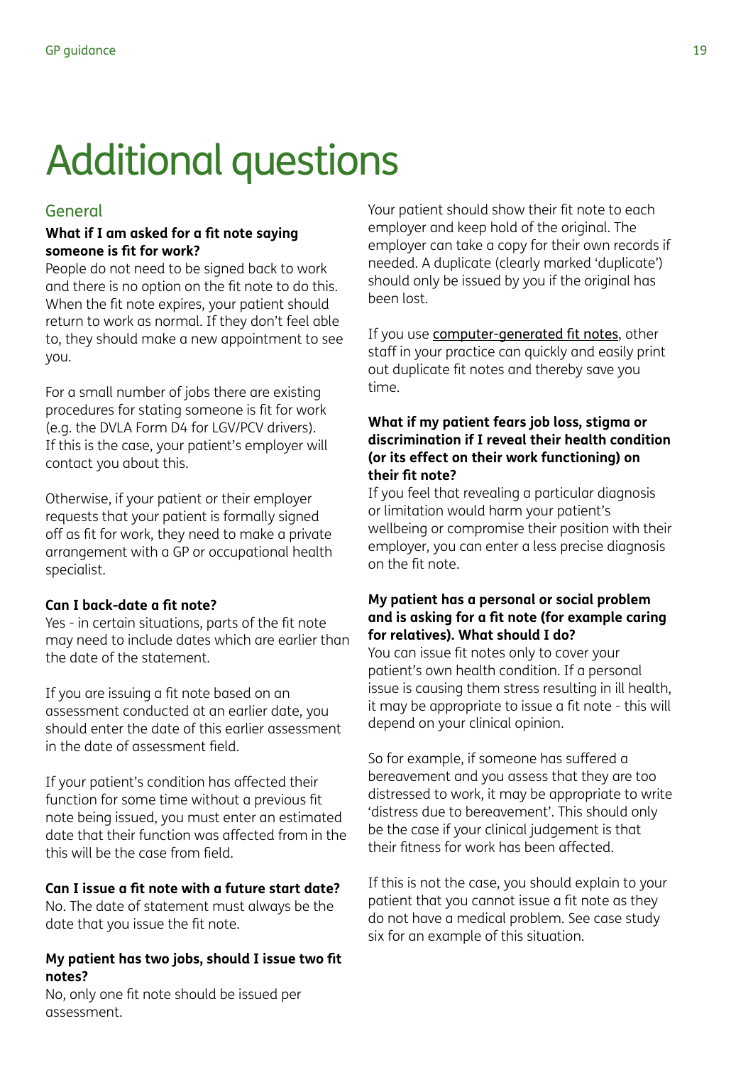# Additional questions

## General

**What if I am asked for a fit note saying someone is fit for work?**

People do not need to be signed back to work and there is no option on the fit note to do this. When the fit note expires, your patient should return to work as normal. If they don't feel able to, they should make a new appointment to see you.

For a small number of jobs there are existing procedures for stating someone is fit for work (e.g. the DVLA Form D4 for LGV/PCV drivers). If this is the case, your patient's employer will contact you about this.

Otherwise, if your patient or their employer requests that your patient is formally signed off as fit for work, they need to make a private arrangement with a GP or occupational health specialist.

**Can I back-date a fit note?**

Yes - in certain situations, parts of the fit note may need to include dates which are earlier than the date of the statement.

If you are issuing a fit note based on an assessment conducted at an earlier date, you should enter the date of this earlier assessment in the date of assessment field.

If your patient's condition has affected their function for some time without a previous fit note being issued, you must enter an estimated date that their function was affected from in the this will be the case from field.

**Can I issue a fit note with a future start date?**

No. The date of statement must always be the date that you issue the fit note.

**My patient has two jobs, should I issue two fit notes?**

No, only one fit note should be issued per assessment.

Your patient should show their fit note to each employer and keep hold of the original. The employer can take a copy for their own records if needed. A duplicate (clearly marked 'duplicate') should only be issued by you if the original has been lost.

If you use computer-generated fit notes, other staff in your practice can quickly and easily print out duplicate fit notes and thereby save you time.

**What if my patient fears job loss, stigma or discrimination if I reveal their health condition (or its effect on their work functioning) on their fit note?**

If you feel that revealing a particular diagnosis or limitation would harm your patient's wellbeing or compromise their position with their employer, you can enter a less precise diagnosis on the fit note.

**My patient has a personal or social problem and is asking for a fit note (for example caring for relatives). What should I do?**

You can issue fit notes only to cover your patient's own health condition. If a personal issue is causing them stress resulting in ill health, it may be appropriate to issue a fit note - this will depend on your clinical opinion.

So for example, if someone has suffered a bereavement and you assess that they are too distressed to work, it may be appropriate to write 'distress due to bereavement'. This should only be the case if your clinical judgement is that their fitness for work has been affected.

If this is not the case, you should explain to your patient that you cannot issue a fit note as they do not have a medical problem. See case study six for an example of this situation.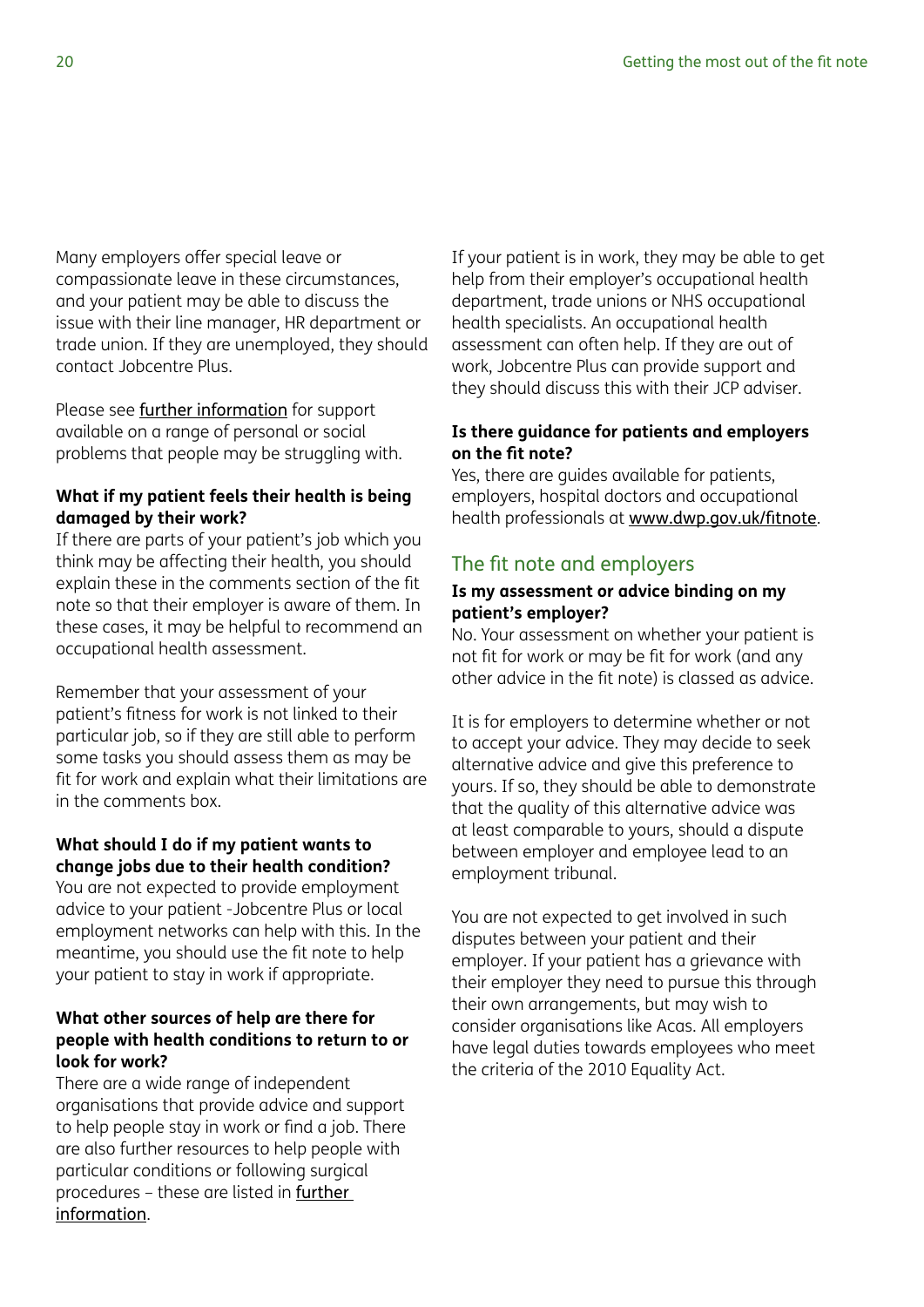Many employers offer special leave or compassionate leave in these circumstances, and your patient may be able to discuss the issue with their line manager, HR department or trade union. If they are unemployed, they should contact Jobcentre Plus.

Please see further information for support available on a range of personal or social problems that people may be struggling with.

**What if my patient feels their health is being damaged by their work?**

If there are parts of your patient's job which you think may be affecting their health, you should explain these in the comments section of the fit note so that their employer is aware of them. In these cases, it may be helpful to recommend an occupational health assessment.

Remember that your assessment of your patient's fitness for work is not linked to their particular job, so if they are still able to perform some tasks you should assess them as may be fit for work and explain what their limitations are in the comments box.

**What should I do if my patient wants to change jobs due to their health condition?**

You are not expected to provide employment advice to your patient -Jobcentre Plus or local employment networks can help with this. In the meantime, you should use the fit note to help your patient to stay in work if appropriate.

**What other sources of help are there for people with health conditions to return to or look for work?**

There are a wide range of independent organisations that provide advice and support to help people stay in work or find a job. There are also further resources to help people with particular conditions or following surgical procedures – these are listed in further information.

If your patient is in work, they may be able to get help from their employer's occupational health department, trade unions or NHS occupational health specialists. An occupational health assessment can often help. If they are out of work, Jobcentre Plus can provide support and they should discuss this with their JCP adviser.

**Is there guidance for patients and employers on the fit note?**

Yes, there are guides available for patients, employers, hospital doctors and occupational health professionals at www.dwp.gov.uk/fitnote.

## The fit note and employers

**Is my assessment or advice binding on my patient's employer?**

No. Your assessment on whether your patient is not fit for work or may be fit for work (and any other advice in the fit note) is classed as advice.

It is for employers to determine whether or not to accept your advice. They may decide to seek alternative advice and give this preference to yours. If so, they should be able to demonstrate that the quality of this alternative advice was at least comparable to yours, should a dispute between employer and employee lead to an employment tribunal.

You are not expected to get involved in such disputes between your patient and their employer. If your patient has a grievance with their employer they need to pursue this through their own arrangements, but may wish to consider organisations like Acas. All employers have legal duties towards employees who meet the criteria of the 2010 Equality Act.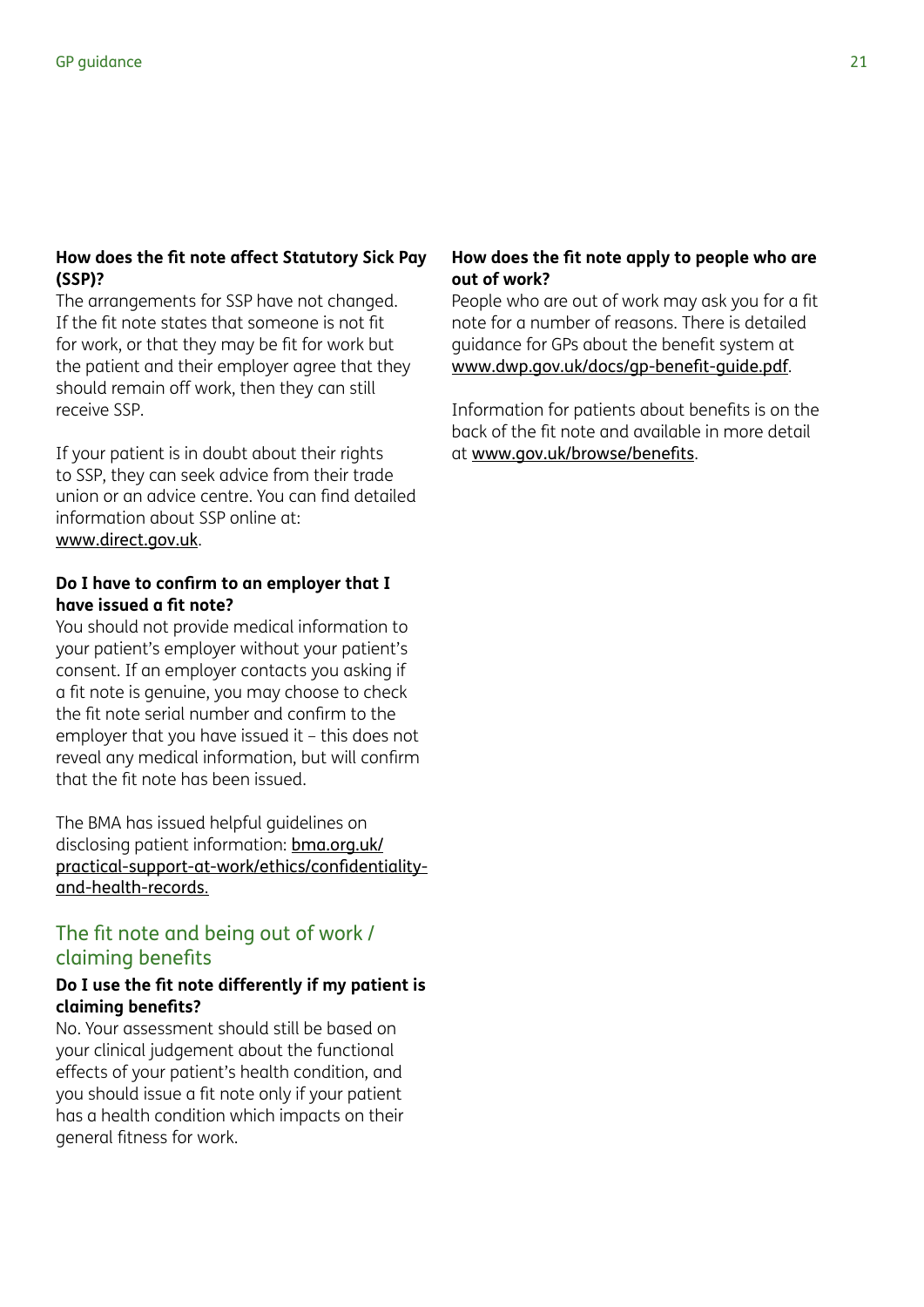**How does the fit note affect Statutory Sick Pay (SSP)?**

The arrangements for SSP have not changed. If the fit note states that someone is not fit for work, or that they may be fit for work but the patient and their employer agree that they should remain off work, then they can still receive SSP.

If your patient is in doubt about their rights to SSP, they can seek advice from their trade union or an advice centre. You can find detailed information about SSP online at: www.direct.gov.uk.

**Do I have to confirm to an employer that I have issued a fit note?**

You should not provide medical information to your patient's employer without your patient's consent. If an employer contacts you asking if a fit note is genuine, you may choose to check the fit note serial number and confirm to the employer that you have issued it – this does not reveal any medical information, but will confirm that the fit note has been issued.

The BMA has issued helpful guidelines on disclosing patient information: bma.org.uk/practical-support-at-work/ethics/confidentiality-and-health-records.

## The fit note and being out of work / claiming benefits

**Do I use the fit note differently if my patient is claiming benefits?**

No. Your assessment should still be based on your clinical judgement about the functional effects of your patient's health condition, and you should issue a fit note only if your patient has a health condition which impacts on their general fitness for work.

**How does the fit note apply to people who are out of work?**

People who are out of work may ask you for a fit note for a number of reasons. There is detailed guidance for GPs about the benefit system at www.dwp.gov.uk/docs/gp-benefit-guide.pdf.

Information for patients about benefits is on the back of the fit note and available in more detail at www.gov.uk/browse/benefits.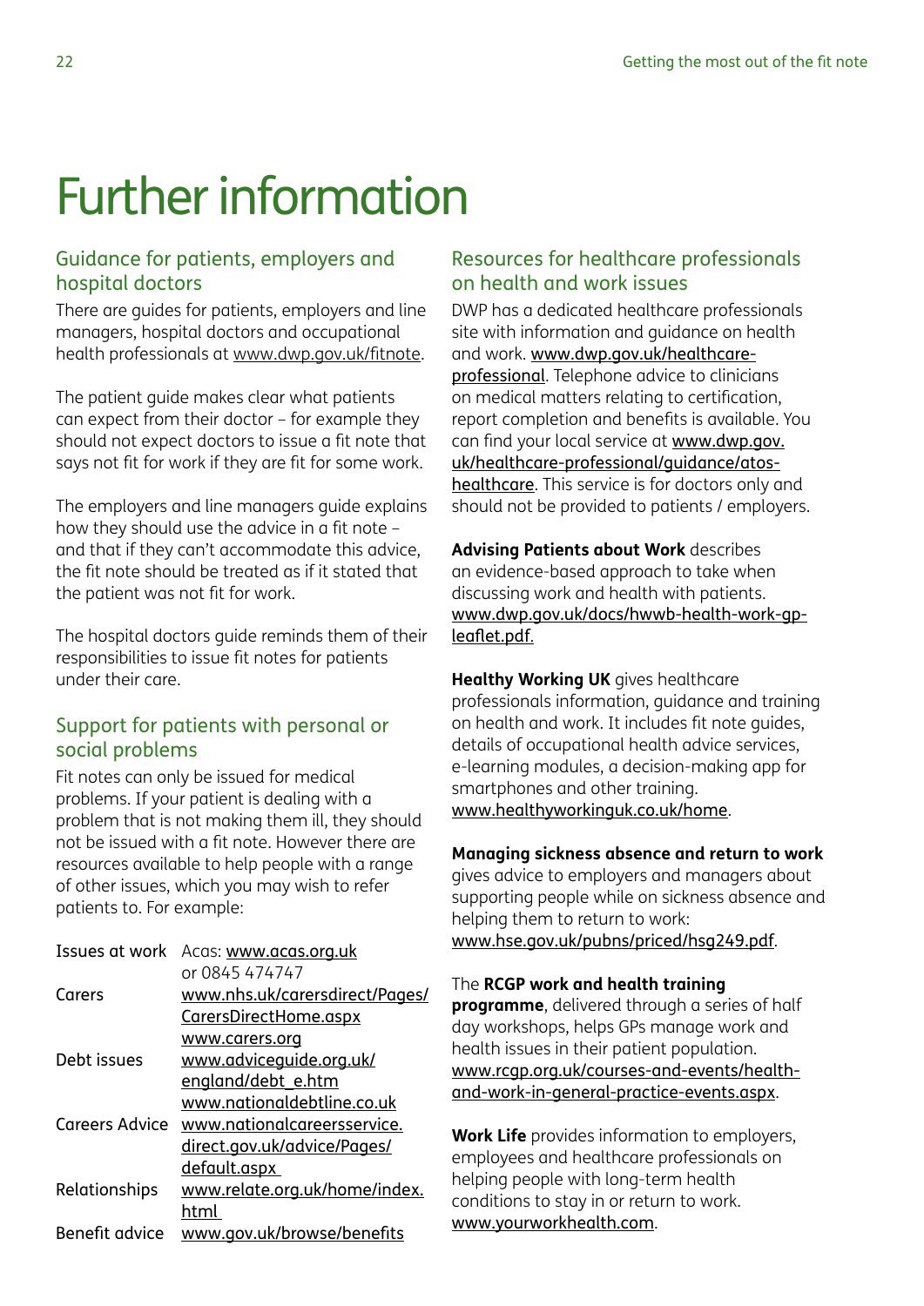# Further information

## Guidance for patients, employers and hospital doctors

There are guides for patients, employers and line managers, hospital doctors and occupational health professionals at www.dwp.gov.uk/fitnote.

The patient guide makes clear what patients can expect from their doctor – for example they should not expect doctors to issue a fit note that says not fit for work if they are fit for some work.

The employers and line managers guide explains how they should use the advice in a fit note – and that if they can't accommodate this advice, the fit note should be treated as if it stated that the patient was not fit for work.

The hospital doctors guide reminds them of their responsibilities to issue fit notes for patients under their care.

## Support for patients with personal or social problems

Fit notes can only be issued for medical problems. If your patient is dealing with a problem that is not making them ill, they should not be issued with a fit note. However there are resources available to help people with a range of other issues, which you may wish to refer patients to. For example:

| | |
|---|---|
| Issues at work | Acas: www.acas.org.uk or 0845 474747 |
| Carers | www.nhs.uk/carersdirect/Pages/CarersDirectHome.aspx www.carers.org |
| Debt issues | www.adviceguide.org.uk/england/debt_e.htm www.nationaldebtline.co.uk |
| Careers Advice | www.nationalcareersservice.direct.gov.uk/advice/Pages/default.aspx |
| Relationships | www.relate.org.uk/home/index.html |
| Benefit advice | www.gov.uk/browse/benefits |

## Resources for healthcare professionals on health and work issues

DWP has a dedicated healthcare professionals site with information and guidance on health and work. www.dwp.gov.uk/healthcare-professional. Telephone advice to clinicians on medical matters relating to certification, report completion and benefits is available. You can find your local service at www.dwp.gov.uk/healthcare-professional/guidance/atos-healthcare. This service is for doctors only and should not be provided to patients / employers.

**Advising Patients about Work** describes an evidence-based approach to take when discussing work and health with patients. www.dwp.gov.uk/docs/hwwb-health-work-gp-leaflet.pdf.

**Healthy Working UK** gives healthcare professionals information, guidance and training on health and work. It includes fit note guides, details of occupational health advice services, e-learning modules, a decision-making app for smartphones and other training. www.healthyworkinguk.co.uk/home.

**Managing sickness absence and return to work** gives advice to employers and managers about supporting people while on sickness absence and helping them to return to work: www.hse.gov.uk/pubns/priced/hsg249.pdf.

The **RCGP work and health training programme**, delivered through a series of half day workshops, helps GPs manage work and health issues in their patient population. www.rcgp.org.uk/courses-and-events/health-and-work-in-general-practice-events.aspx.

**Work Life** provides information to employers, employees and healthcare professionals on helping people with long-term health conditions to stay in or return to work. www.yourworkhealth.com.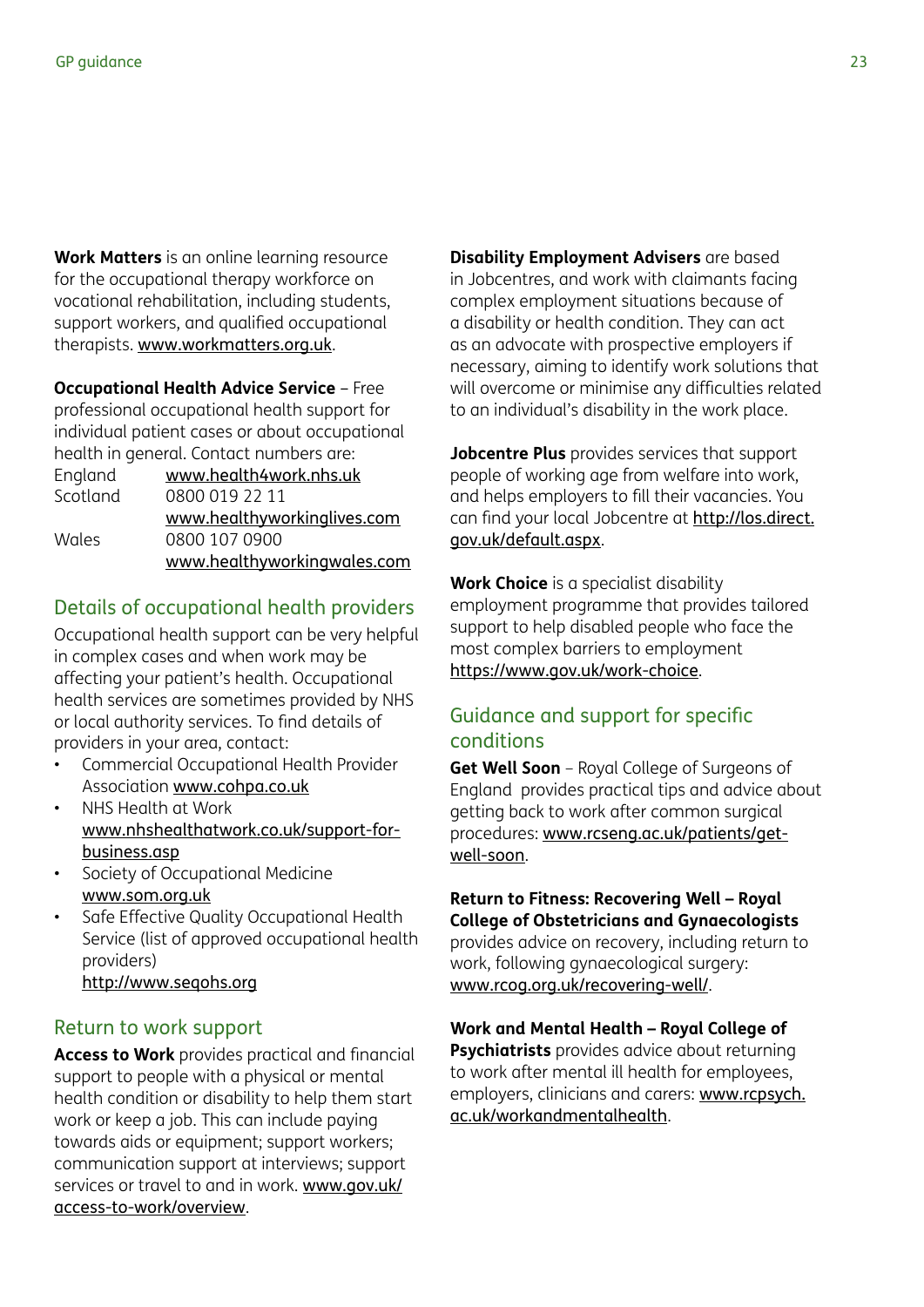**Work Matters** is an online learning resource for the occupational therapy workforce on vocational rehabilitation, including students, support workers, and qualified occupational therapists. www.workmatters.org.uk.

**Occupational Health Advice Service** – Free professional occupational health support for individual patient cases or about occupational health in general. Contact numbers are:

| | |
|---|---|
| England | www.health4work.nhs.uk |
| Scotland | 0800 019 22 11 |
| | www.healthyworkinglives.com |
| Wales | 0800 107 0900 |
| | www.healthyworkingwales.com |

## Details of occupational health providers

Occupational health support can be very helpful in complex cases and when work may be affecting your patient's health. Occupational health services are sometimes provided by NHS or local authority services. To find details of providers in your area, contact:

- Commercial Occupational Health Provider Association www.cohpa.co.uk
- NHS Health at Work www.nhshealthatwork.co.uk/support-for-business.asp
- Society of Occupational Medicine www.som.org.uk
- Safe Effective Quality Occupational Health Service (list of approved occupational health providers) http://www.seqohs.org

## Return to work support

**Access to Work** provides practical and financial support to people with a physical or mental health condition or disability to help them start work or keep a job. This can include paying towards aids or equipment; support workers; communication support at interviews; support services or travel to and in work. www.gov.uk/access-to-work/overview.

**Disability Employment Advisers** are based in Jobcentres, and work with claimants facing complex employment situations because of a disability or health condition. They can act as an advocate with prospective employers if necessary, aiming to identify work solutions that will overcome or minimise any difficulties related to an individual's disability in the work place.

**Jobcentre Plus** provides services that support people of working age from welfare into work, and helps employers to fill their vacancies. You can find your local Jobcentre at http://los.direct.gov.uk/default.aspx.

**Work Choice** is a specialist disability employment programme that provides tailored support to help disabled people who face the most complex barriers to employment https://www.gov.uk/work-choice.

## Guidance and support for specific conditions

**Get Well Soon** – Royal College of Surgeons of England provides practical tips and advice about getting back to work after common surgical procedures: www.rcseng.ac.uk/patients/get-well-soon.

**Return to Fitness: Recovering Well – Royal College of Obstetricians and Gynaecologists** provides advice on recovery, including return to work, following gynaecological surgery: www.rcog.org.uk/recovering-well/.

**Work and Mental Health – Royal College of Psychiatrists** provides advice about returning to work after mental ill health for employees, employers, clinicians and carers: www.rcpsych.ac.uk/workandmentalhealth.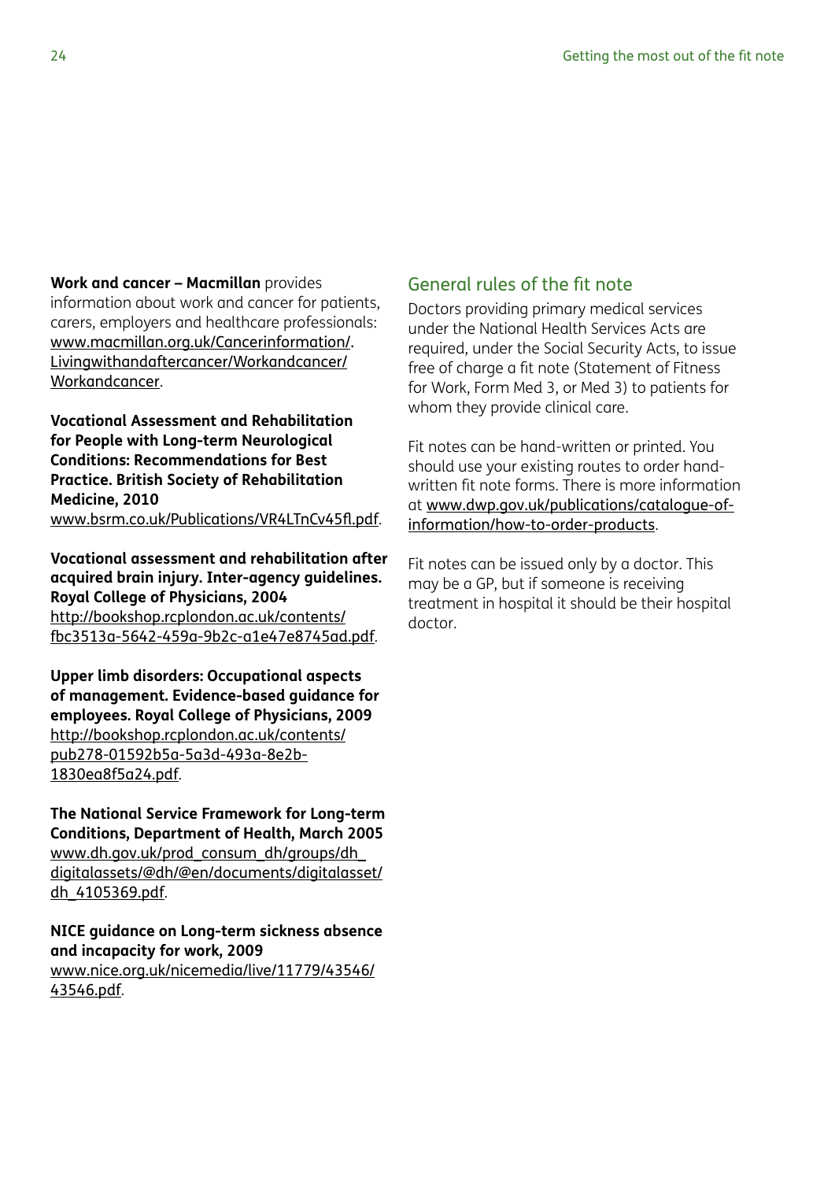**Work and cancer – Macmillan** provides information about work and cancer for patients, carers, employers and healthcare professionals: www.macmillan.org.uk/Cancerinformation/. Livingwithandaftercancer/Workandcancer/Workandcancer.

**Vocational Assessment and Rehabilitation for People with Long-term Neurological Conditions: Recommendations for Best Practice. British Society of Rehabilitation Medicine, 2010**
www.bsrm.co.uk/Publications/VR4LTnCv45fl.pdf.

**Vocational assessment and rehabilitation after acquired brain injury. Inter-agency guidelines. Royal College of Physicians, 2004**
http://bookshop.rcplondon.ac.uk/contents/fbc3513a-5642-459a-9b2c-a1e47e8745ad.pdf.

**Upper limb disorders: Occupational aspects of management. Evidence-based guidance for employees. Royal College of Physicians, 2009**
http://bookshop.rcplondon.ac.uk/contents/pub278-01592b5a-5a3d-493a-8e2b-1830ea8f5a24.pdf.

**The National Service Framework for Long-term Conditions, Department of Health, March 2005**
www.dh.gov.uk/prod_consum_dh/groups/dh_digitalassets/@dh/@en/documents/digitalasset/dh_4105369.pdf.

**NICE guidance on Long-term sickness absence and incapacity for work, 2009**
www.nice.org.uk/nicemedia/live/11779/43546/43546.pdf.

## General rules of the fit note

Doctors providing primary medical services under the National Health Services Acts are required, under the Social Security Acts, to issue free of charge a fit note (Statement of Fitness for Work, Form Med 3, or Med 3) to patients for whom they provide clinical care.

Fit notes can be hand-written or printed. You should use your existing routes to order hand-written fit note forms. There is more information at www.dwp.gov.uk/publications/catalogue-of-information/how-to-order-products.

Fit notes can be issued only by a doctor. This may be a GP, but if someone is receiving treatment in hospital it should be their hospital doctor.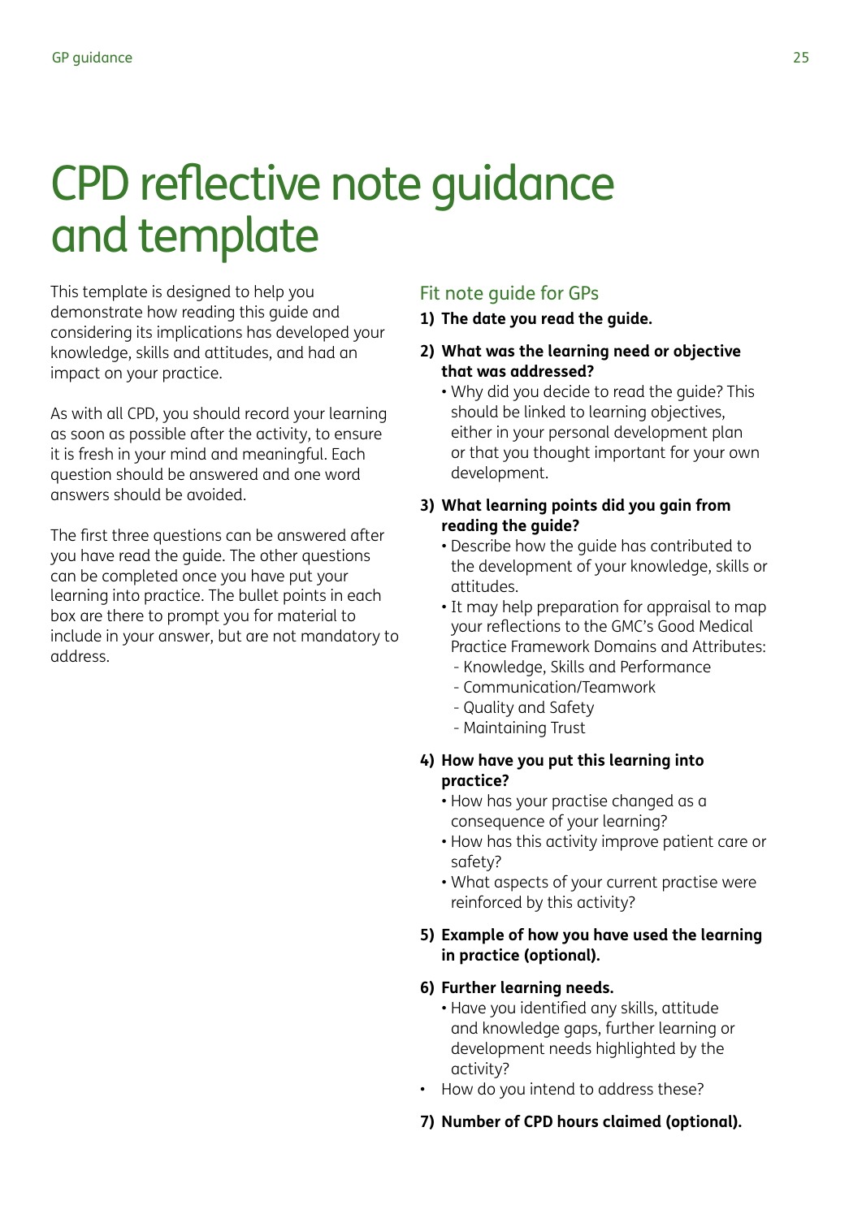# CPD reflective note guidance and template

This template is designed to help you demonstrate how reading this guide and considering its implications has developed your knowledge, skills and attitudes, and had an impact on your practice.

As with all CPD, you should record your learning as soon as possible after the activity, to ensure it is fresh in your mind and meaningful. Each question should be answered and one word answers should be avoided.

The first three questions can be answered after you have read the guide. The other questions can be completed once you have put your learning into practice. The bullet points in each box are there to prompt you for material to include in your answer, but are not mandatory to address.

## Fit note guide for GPs

1) **The date you read the guide.**

2) **What was the learning need or objective that was addressed?**
   - Why did you decide to read the guide? This should be linked to learning objectives, either in your personal development plan or that you thought important for your own development.

3) **What learning points did you gain from reading the guide?**
   - Describe how the guide has contributed to the development of your knowledge, skills or attitudes.
   - It may help preparation for appraisal to map your reflections to the GMC's Good Medical Practice Framework Domains and Attributes:
     - Knowledge, Skills and Performance
     - Communication/Teamwork
     - Quality and Safety
     - Maintaining Trust

4) **How have you put this learning into practice?**
   - How has your practise changed as a consequence of your learning?
   - How has this activity improve patient care or safety?
   - What aspects of your current practise were reinforced by this activity?

5) **Example of how you have used the learning in practice (optional).**

6) **Further learning needs.**
   - Have you identified any skills, attitude and knowledge gaps, further learning or development needs highlighted by the activity?
   - How do you intend to address these?

7) **Number of CPD hours claimed (optional).**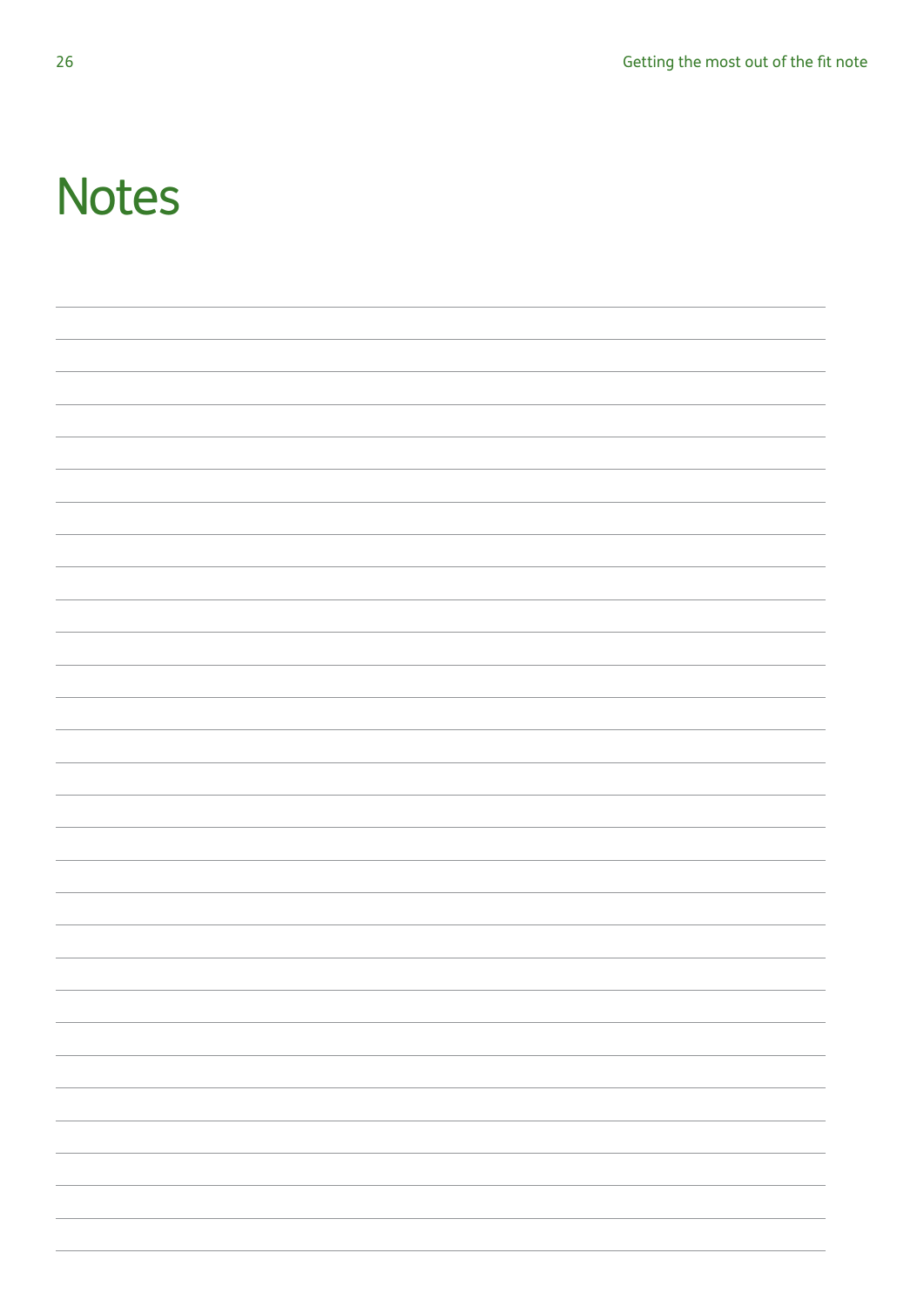# Notes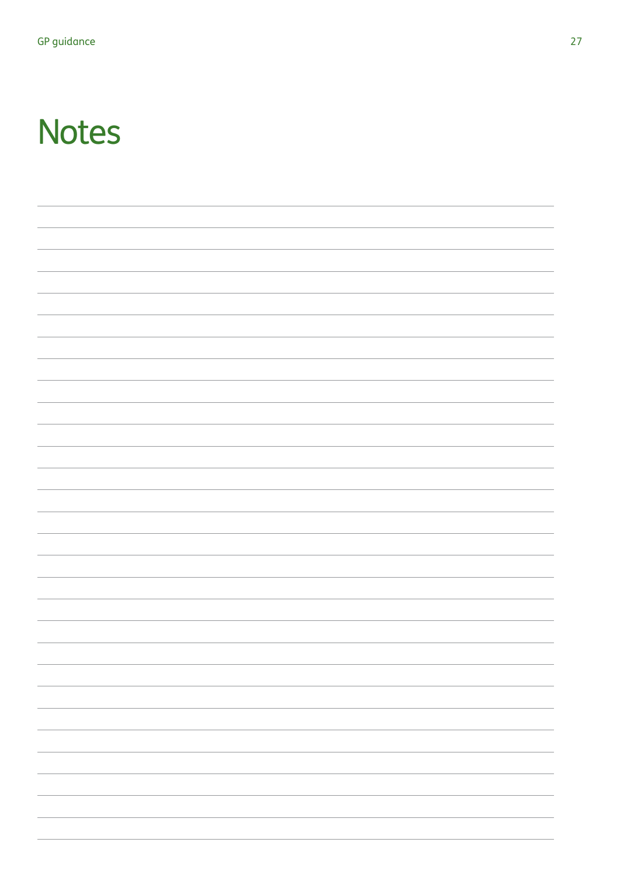# Notes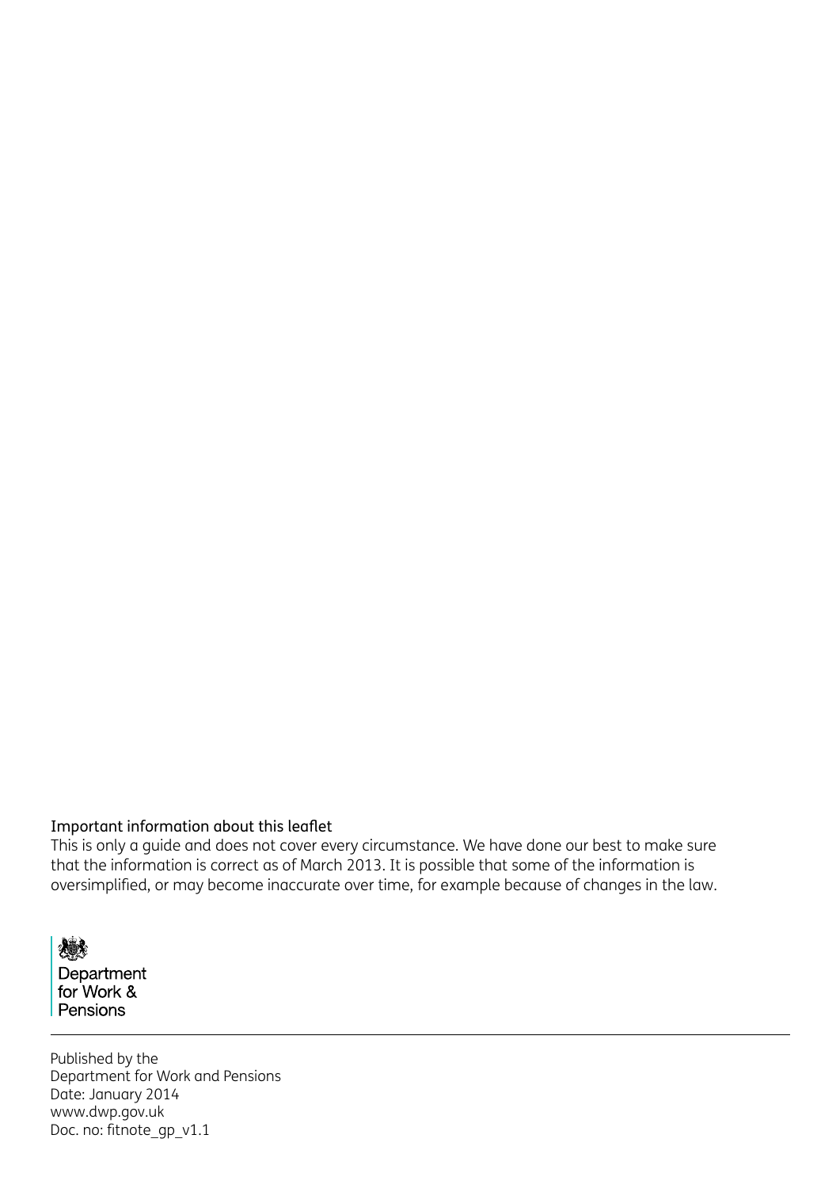**Important information about this leaflet**
This is only a guide and does not cover every circumstance. We have done our best to make sure that the information is correct as of March 2013. It is possible that some of the information is oversimplified, or may become inaccurate over time, for example because of changes in the law.

Department for Work & Pensions

Published by the
Department for Work and Pensions
Date: January 2014
www.dwp.gov.uk
Doc. no: fitnote_gp_v1.1